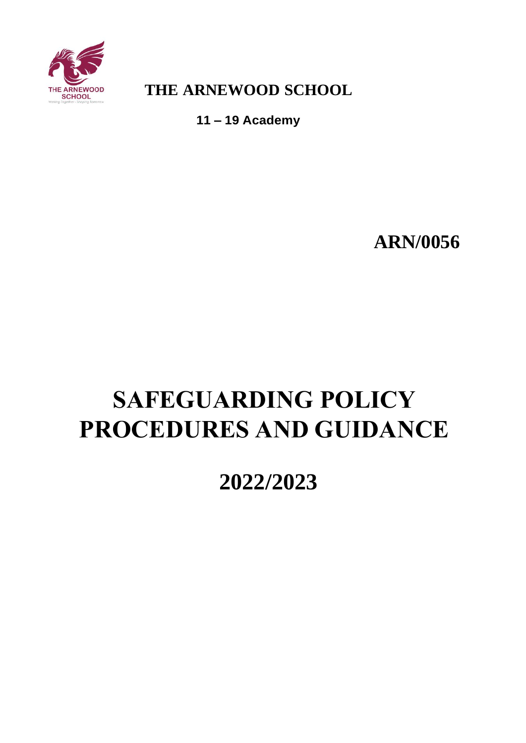**THE ARNEWOOD SCHOOL**

**11 – 19 Academy**

**ARN/0056**

# SAFEGUARDING POLICY PROCEDURES AND GUIDANCE

# 2022/2023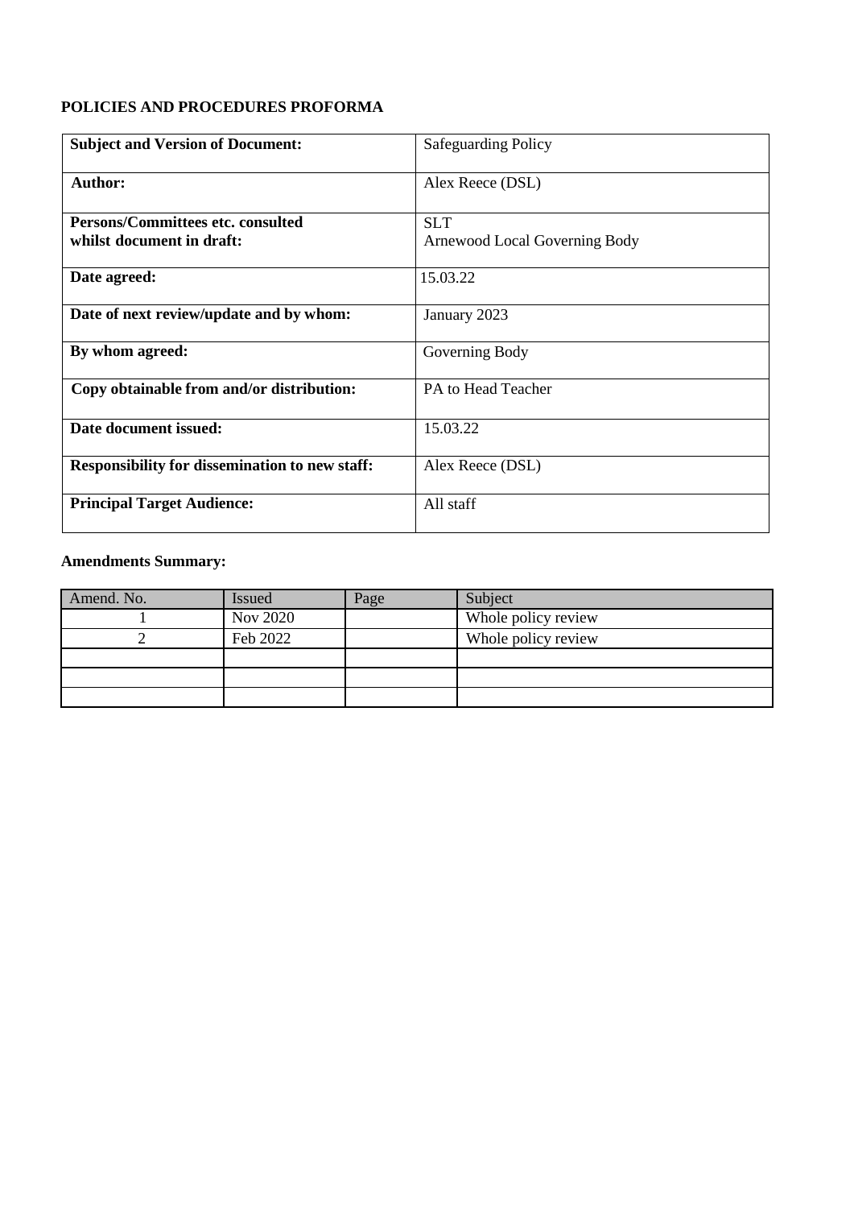**POLICIES AND PROCEDURES PROFORMA**

| | |
|---|---|
| **Subject and Version of Document:** | Safeguarding Policy |
| **Author:** | Alex Reece (DSL) |
| **Persons/Committees etc. consulted whilst document in draft:** | SLT<br>Arnewood Local Governing Body |
| **Date agreed:** | 15.03.22 |
| **Date of next review/update and by whom:** | January 2023 |
| **By whom agreed:** | Governing Body |
| **Copy obtainable from and/or distribution:** | PA to Head Teacher |
| **Date document issued:** | 15.03.22 |
| **Responsibility for dissemination to new staff:** | Alex Reece (DSL) |
| **Principal Target Audience:** | All staff |

**Amendments Summary:**

| Amend. No. | Issued | Page | Subject |
|---|---|---|---|
| 1 | Nov 2020 | | Whole policy review |
| 2 | Feb 2022 | | Whole policy review |
| | | | |
| | | | |
| | | | |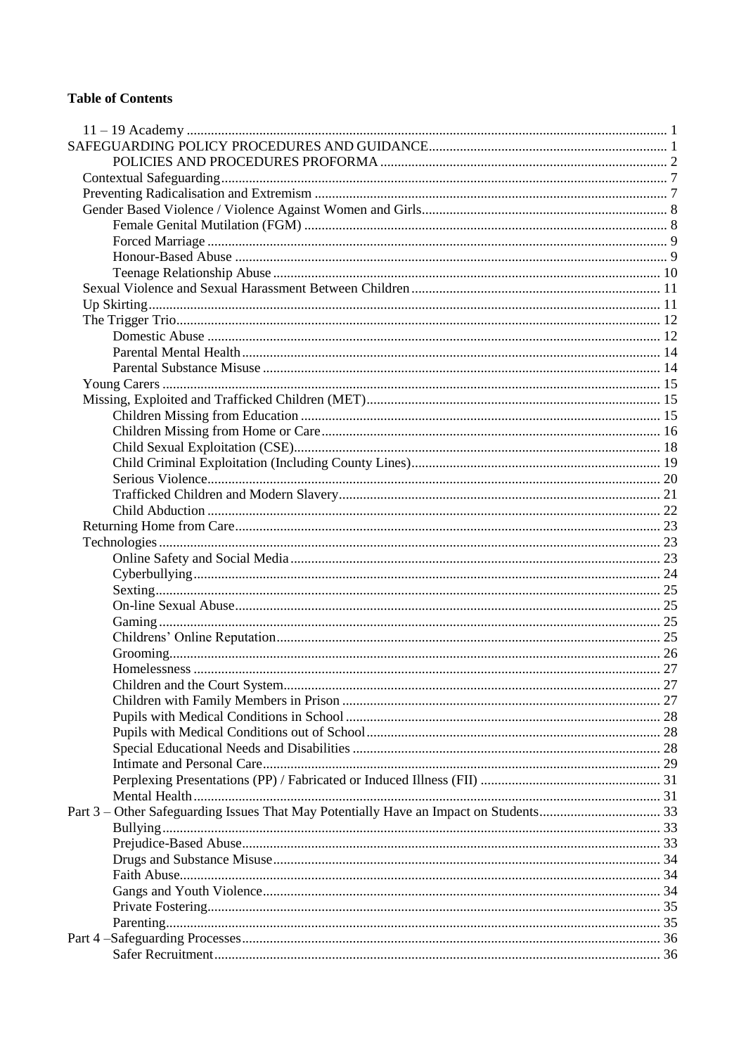**Table of Contents**

- 11 – 19 Academy ........ 1
- SAFEGUARDING POLICY PROCEDURES AND GUIDANCE ........ 1
  - POLICIES AND PROCEDURES PROFORMA ........ 2
- Contextual Safeguarding ........ 7
- Preventing Radicalisation and Extremism ........ 7
- Gender Based Violence / Violence Against Women and Girls ........ 8
  - Female Genital Mutilation (FGM) ........ 8
  - Forced Marriage ........ 9
  - Honour-Based Abuse ........ 9
  - Teenage Relationship Abuse ........ 10
- Sexual Violence and Sexual Harassment Between Children ........ 11
- Up Skirting ........ 11
- The Trigger Trio ........ 12
  - Domestic Abuse ........ 12
  - Parental Mental Health ........ 14
  - Parental Substance Misuse ........ 14
- Young Carers ........ 15
- Missing, Exploited and Trafficked Children (MET) ........ 15
  - Children Missing from Education ........ 15
  - Children Missing from Home or Care ........ 16
  - Child Sexual Exploitation (CSE) ........ 18
  - Child Criminal Exploitation (Including County Lines) ........ 19
  - Serious Violence ........ 20
  - Trafficked Children and Modern Slavery ........ 21
  - Child Abduction ........ 22
- Returning Home from Care ........ 23
- Technologies ........ 23
  - Online Safety and Social Media ........ 23
  - Cyberbullying ........ 24
  - Sexting ........ 25
  - On-line Sexual Abuse ........ 25
  - Gaming ........ 25
  - Childrens' Online Reputation ........ 25
  - Grooming ........ 26
  - Homelessness ........ 27
  - Children and the Court System ........ 27
  - Children with Family Members in Prison ........ 27
  - Pupils with Medical Conditions in School ........ 28
  - Pupils with Medical Conditions out of School ........ 28
  - Special Educational Needs and Disabilities ........ 28
  - Intimate and Personal Care ........ 29
  - Perplexing Presentations (PP) / Fabricated or Induced Illness (FII) ........ 31
  - Mental Health ........ 31
- Part 3 – Other Safeguarding Issues That May Potentially Have an Impact on Students ........ 33
  - Bullying ........ 33
  - Prejudice-Based Abuse ........ 33
  - Drugs and Substance Misuse ........ 34
  - Faith Abuse ........ 34
  - Gangs and Youth Violence ........ 34
  - Private Fostering ........ 35
  - Parenting ........ 35
- Part 4 –Safeguarding Processes ........ 36
  - Safer Recruitment ........ 36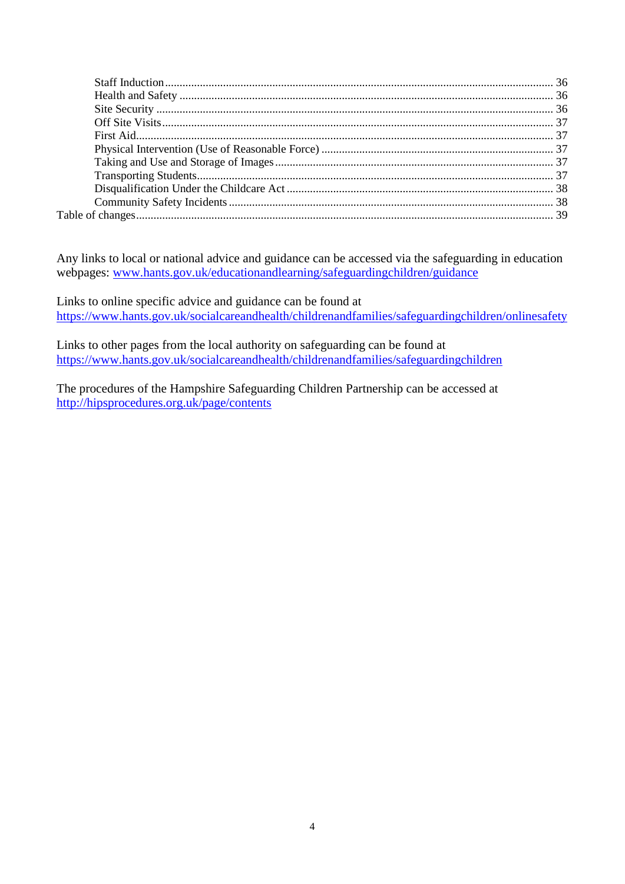- Staff Induction ..... 36
- Health and Safety ..... 36
- Site Security ..... 36
- Off Site Visits ..... 37
- First Aid ..... 37
- Physical Intervention (Use of Reasonable Force) ..... 37
- Taking and Use and Storage of Images ..... 37
- Transporting Students ..... 37
- Disqualification Under the Childcare Act ..... 38
- Community Safety Incidents ..... 38

Table of changes ..... 39

Any links to local or national advice and guidance can be accessed via the safeguarding in education webpages: [www.hants.gov.uk/educationandlearning/safeguardingchildren/guidance](http://www.hants.gov.uk/educationandlearning/safeguardingchildren/guidance)

Links to online specific advice and guidance can be found at [https://www.hants.gov.uk/socialcareandhealth/childrenandfamilies/safeguardingchildren/onlinesafety](https://www.hants.gov.uk/socialcareandhealth/childrenandfamilies/safeguardingchildren/onlinesafety)

Links to other pages from the local authority on safeguarding can be found at [https://www.hants.gov.uk/socialcareandhealth/childrenandfamilies/safeguardingchildren](https://www.hants.gov.uk/socialcareandhealth/childrenandfamilies/safeguardingchildren)

The procedures of the Hampshire Safeguarding Children Partnership can be accessed at [http://hipsprocedures.org.uk/page/contents](http://hipsprocedures.org.uk/page/contents)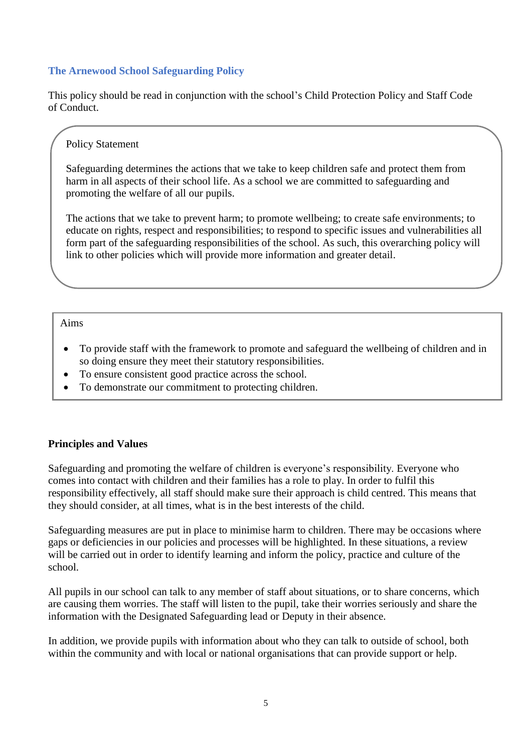## The Arnewood School Safeguarding Policy

This policy should be read in conjunction with the school's Child Protection Policy and Staff Code of Conduct.

Policy Statement

Safeguarding determines the actions that we take to keep children safe and protect them from harm in all aspects of their school life. As a school we are committed to safeguarding and promoting the welfare of all our pupils.

The actions that we take to prevent harm; to promote wellbeing; to create safe environments; to educate on rights, respect and responsibilities; to respond to specific issues and vulnerabilities all form part of the safeguarding responsibilities of the school. As such, this overarching policy will link to other policies which will provide more information and greater detail.

Aims

- To provide staff with the framework to promote and safeguard the wellbeing of children and in so doing ensure they meet their statutory responsibilities.
- To ensure consistent good practice across the school.
- To demonstrate our commitment to protecting children.

**Principles and Values**

Safeguarding and promoting the welfare of children is everyone's responsibility. Everyone who comes into contact with children and their families has a role to play. In order to fulfil this responsibility effectively, all staff should make sure their approach is child centred. This means that they should consider, at all times, what is in the best interests of the child.

Safeguarding measures are put in place to minimise harm to children. There may be occasions where gaps or deficiencies in our policies and processes will be highlighted. In these situations, a review will be carried out in order to identify learning and inform the policy, practice and culture of the school.

All pupils in our school can talk to any member of staff about situations, or to share concerns, which are causing them worries. The staff will listen to the pupil, take their worries seriously and share the information with the Designated Safeguarding lead or Deputy in their absence.

In addition, we provide pupils with information about who they can talk to outside of school, both within the community and with local or national organisations that can provide support or help.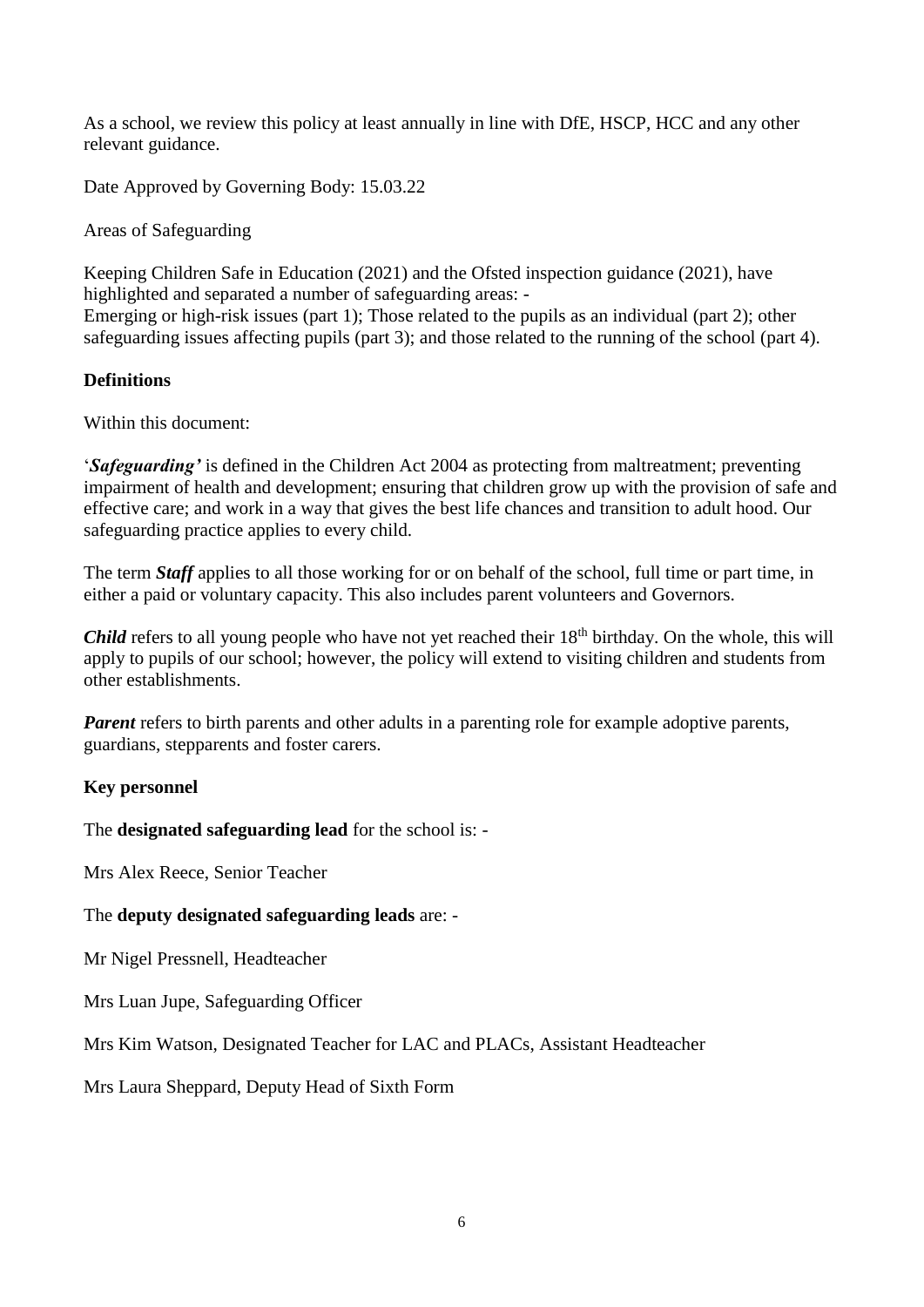As a school, we review this policy at least annually in line with DfE, HSCP, HCC and any other relevant guidance.

Date Approved by Governing Body: 15.03.22

Areas of Safeguarding

Keeping Children Safe in Education (2021) and the Ofsted inspection guidance (2021), have highlighted and separated a number of safeguarding areas: -
Emerging or high-risk issues (part 1); Those related to the pupils as an individual (part 2); other safeguarding issues affecting pupils (part 3); and those related to the running of the school (part 4).

**Definitions**

Within this document:

'***Safeguarding'*** is defined in the Children Act 2004 as protecting from maltreatment; preventing impairment of health and development; ensuring that children grow up with the provision of safe and effective care; and work in a way that gives the best life chances and transition to adult hood. Our safeguarding practice applies to every child.

The term ***Staff*** applies to all those working for or on behalf of the school, full time or part time, in either a paid or voluntary capacity. This also includes parent volunteers and Governors.

***Child*** refers to all young people who have not yet reached their 18th birthday. On the whole, this will apply to pupils of our school; however, the policy will extend to visiting children and students from other establishments.

***Parent*** refers to birth parents and other adults in a parenting role for example adoptive parents, guardians, stepparents and foster carers.

**Key personnel**

The **designated safeguarding lead** for the school is: -

Mrs Alex Reece, Senior Teacher

The **deputy designated safeguarding leads** are: -

Mr Nigel Pressnell, Headteacher

Mrs Luan Jupe, Safeguarding Officer

Mrs Kim Watson, Designated Teacher for LAC and PLACs, Assistant Headteacher

Mrs Laura Sheppard, Deputy Head of Sixth Form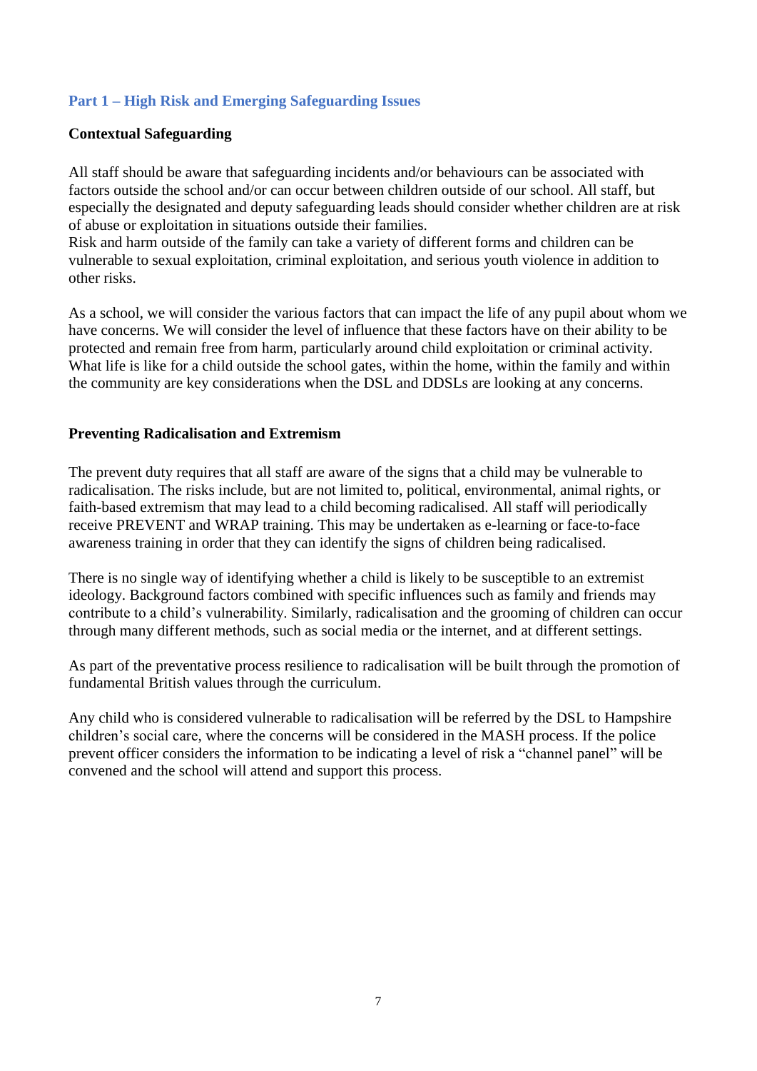## Part 1 – High Risk and Emerging Safeguarding Issues

### Contextual Safeguarding

All staff should be aware that safeguarding incidents and/or behaviours can be associated with factors outside the school and/or can occur between children outside of our school. All staff, but especially the designated and deputy safeguarding leads should consider whether children are at risk of abuse or exploitation in situations outside their families.
Risk and harm outside of the family can take a variety of different forms and children can be vulnerable to sexual exploitation, criminal exploitation, and serious youth violence in addition to other risks.

As a school, we will consider the various factors that can impact the life of any pupil about whom we have concerns. We will consider the level of influence that these factors have on their ability to be protected and remain free from harm, particularly around child exploitation or criminal activity. What life is like for a child outside the school gates, within the home, within the family and within the community are key considerations when the DSL and DDSLs are looking at any concerns.

### Preventing Radicalisation and Extremism

The prevent duty requires that all staff are aware of the signs that a child may be vulnerable to radicalisation. The risks include, but are not limited to, political, environmental, animal rights, or faith-based extremism that may lead to a child becoming radicalised. All staff will periodically receive PREVENT and WRAP training. This may be undertaken as e-learning or face-to-face awareness training in order that they can identify the signs of children being radicalised.

There is no single way of identifying whether a child is likely to be susceptible to an extremist ideology. Background factors combined with specific influences such as family and friends may contribute to a child's vulnerability. Similarly, radicalisation and the grooming of children can occur through many different methods, such as social media or the internet, and at different settings.

As part of the preventative process resilience to radicalisation will be built through the promotion of fundamental British values through the curriculum.

Any child who is considered vulnerable to radicalisation will be referred by the DSL to Hampshire children's social care, where the concerns will be considered in the MASH process. If the police prevent officer considers the information to be indicating a level of risk a "channel panel" will be convened and the school will attend and support this process.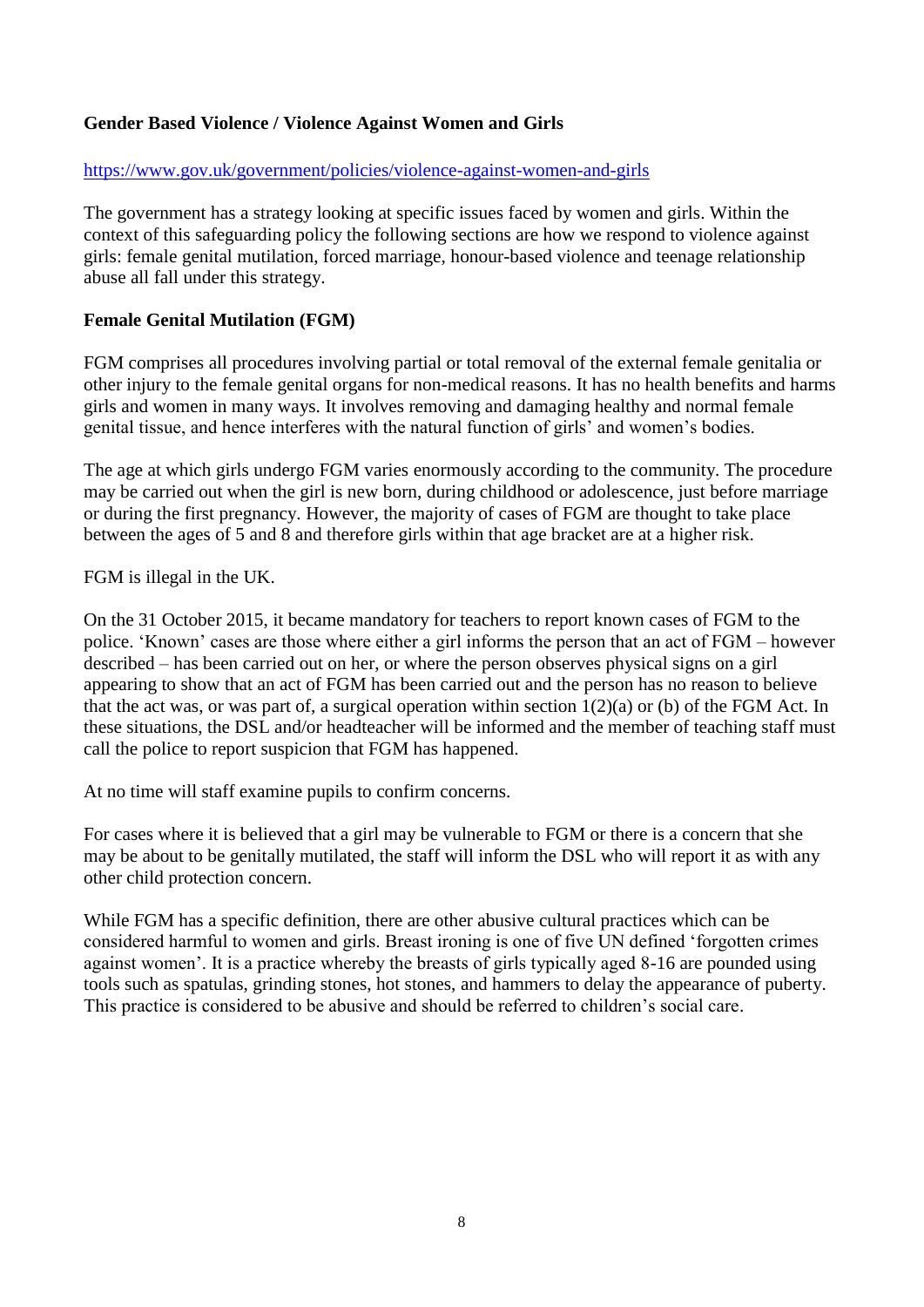**Gender Based Violence / Violence Against Women and Girls**

https://www.gov.uk/government/policies/violence-against-women-and-girls

The government has a strategy looking at specific issues faced by women and girls. Within the context of this safeguarding policy the following sections are how we respond to violence against girls: female genital mutilation, forced marriage, honour-based violence and teenage relationship abuse all fall under this strategy.

**Female Genital Mutilation (FGM)**

FGM comprises all procedures involving partial or total removal of the external female genitalia or other injury to the female genital organs for non-medical reasons. It has no health benefits and harms girls and women in many ways. It involves removing and damaging healthy and normal female genital tissue, and hence interferes with the natural function of girls' and women's bodies.

The age at which girls undergo FGM varies enormously according to the community. The procedure may be carried out when the girl is new born, during childhood or adolescence, just before marriage or during the first pregnancy. However, the majority of cases of FGM are thought to take place between the ages of 5 and 8 and therefore girls within that age bracket are at a higher risk.

FGM is illegal in the UK.

On the 31 October 2015, it became mandatory for teachers to report known cases of FGM to the police. 'Known' cases are those where either a girl informs the person that an act of FGM – however described – has been carried out on her, or where the person observes physical signs on a girl appearing to show that an act of FGM has been carried out and the person has no reason to believe that the act was, or was part of, a surgical operation within section 1(2)(a) or (b) of the FGM Act. In these situations, the DSL and/or headteacher will be informed and the member of teaching staff must call the police to report suspicion that FGM has happened.

At no time will staff examine pupils to confirm concerns.

For cases where it is believed that a girl may be vulnerable to FGM or there is a concern that she may be about to be genitally mutilated, the staff will inform the DSL who will report it as with any other child protection concern.

While FGM has a specific definition, there are other abusive cultural practices which can be considered harmful to women and girls. Breast ironing is one of five UN defined 'forgotten crimes against women'. It is a practice whereby the breasts of girls typically aged 8-16 are pounded using tools such as spatulas, grinding stones, hot stones, and hammers to delay the appearance of puberty. This practice is considered to be abusive and should be referred to children's social care.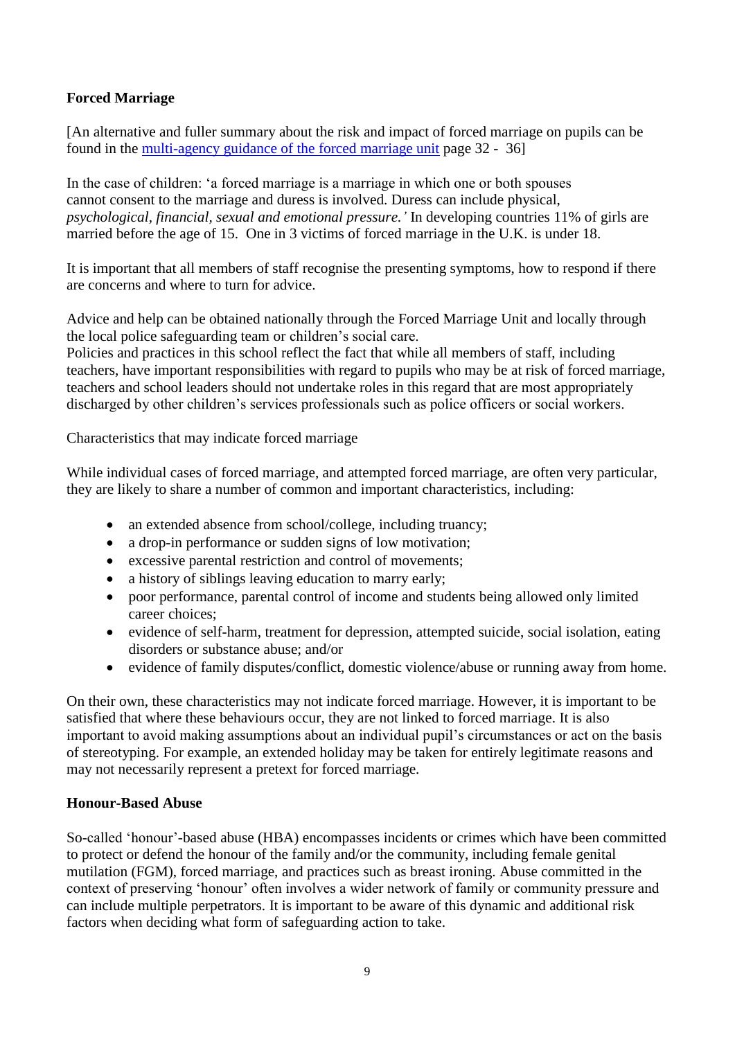## Forced Marriage

[An alternative and fuller summary about the risk and impact of forced marriage on pupils can be found in the multi-agency guidance of the forced marriage unit page 32 - 36]

In the case of children: 'a forced marriage is a marriage in which one or both spouses cannot consent to the marriage and duress is involved. Duress can include physical, *psychological, financial, sexual and emotional pressure.'* In developing countries 11% of girls are married before the age of 15. One in 3 victims of forced marriage in the U.K. is under 18.

It is important that all members of staff recognise the presenting symptoms, how to respond if there are concerns and where to turn for advice.

Advice and help can be obtained nationally through the Forced Marriage Unit and locally through the local police safeguarding team or children's social care.
Policies and practices in this school reflect the fact that while all members of staff, including teachers, have important responsibilities with regard to pupils who may be at risk of forced marriage, teachers and school leaders should not undertake roles in this regard that are most appropriately discharged by other children's services professionals such as police officers or social workers.

Characteristics that may indicate forced marriage

While individual cases of forced marriage, and attempted forced marriage, are often very particular, they are likely to share a number of common and important characteristics, including:

- an extended absence from school/college, including truancy;
- a drop-in performance or sudden signs of low motivation;
- excessive parental restriction and control of movements;
- a history of siblings leaving education to marry early;
- poor performance, parental control of income and students being allowed only limited career choices;
- evidence of self-harm, treatment for depression, attempted suicide, social isolation, eating disorders or substance abuse; and/or
- evidence of family disputes/conflict, domestic violence/abuse or running away from home.

On their own, these characteristics may not indicate forced marriage. However, it is important to be satisfied that where these behaviours occur, they are not linked to forced marriage. It is also important to avoid making assumptions about an individual pupil's circumstances or act on the basis of stereotyping. For example, an extended holiday may be taken for entirely legitimate reasons and may not necessarily represent a pretext for forced marriage.

## Honour-Based Abuse

So-called 'honour'-based abuse (HBA) encompasses incidents or crimes which have been committed to protect or defend the honour of the family and/or the community, including female genital mutilation (FGM), forced marriage, and practices such as breast ironing. Abuse committed in the context of preserving 'honour' often involves a wider network of family or community pressure and can include multiple perpetrators. It is important to be aware of this dynamic and additional risk factors when deciding what form of safeguarding action to take.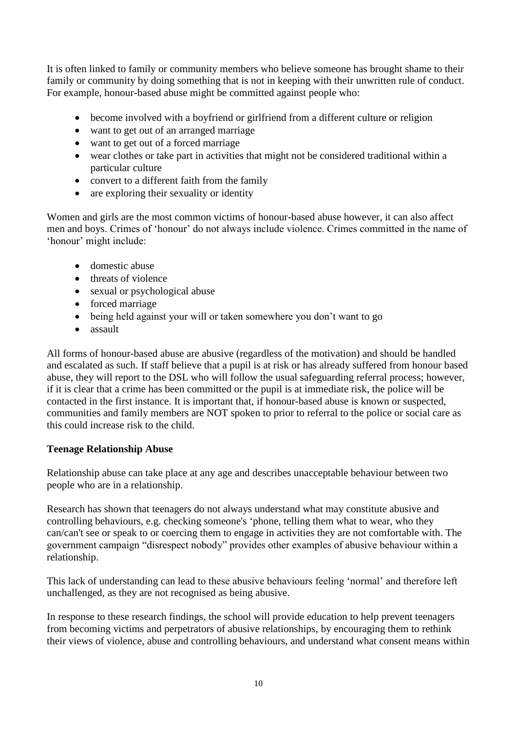It is often linked to family or community members who believe someone has brought shame to their family or community by doing something that is not in keeping with their unwritten rule of conduct. For example, honour-based abuse might be committed against people who:

- become involved with a boyfriend or girlfriend from a different culture or religion
- want to get out of an arranged marriage
- want to get out of a forced marriage
- wear clothes or take part in activities that might not be considered traditional within a particular culture
- convert to a different faith from the family
- are exploring their sexuality or identity

Women and girls are the most common victims of honour-based abuse however, it can also affect men and boys. Crimes of 'honour' do not always include violence. Crimes committed in the name of 'honour' might include:

- domestic abuse
- threats of violence
- sexual or psychological abuse
- forced marriage
- being held against your will or taken somewhere you don't want to go
- assault

All forms of honour-based abuse are abusive (regardless of the motivation) and should be handled and escalated as such. If staff believe that a pupil is at risk or has already suffered from honour based abuse, they will report to the DSL who will follow the usual safeguarding referral process; however, if it is clear that a crime has been committed or the pupil is at immediate risk, the police will be contacted in the first instance. It is important that, if honour-based abuse is known or suspected, communities and family members are NOT spoken to prior to referral to the police or social care as this could increase risk to the child.

**Teenage Relationship Abuse**

Relationship abuse can take place at any age and describes unacceptable behaviour between two people who are in a relationship.

Research has shown that teenagers do not always understand what may constitute abusive and controlling behaviours, e.g. checking someone's 'phone, telling them what to wear, who they can/can't see or speak to or coercing them to engage in activities they are not comfortable with. The government campaign "disrespect nobody" provides other examples of abusive behaviour within a relationship.

This lack of understanding can lead to these abusive behaviours feeling 'normal' and therefore left unchallenged, as they are not recognised as being abusive.

In response to these research findings, the school will provide education to help prevent teenagers from becoming victims and perpetrators of abusive relationships, by encouraging them to rethink their views of violence, abuse and controlling behaviours, and understand what consent means within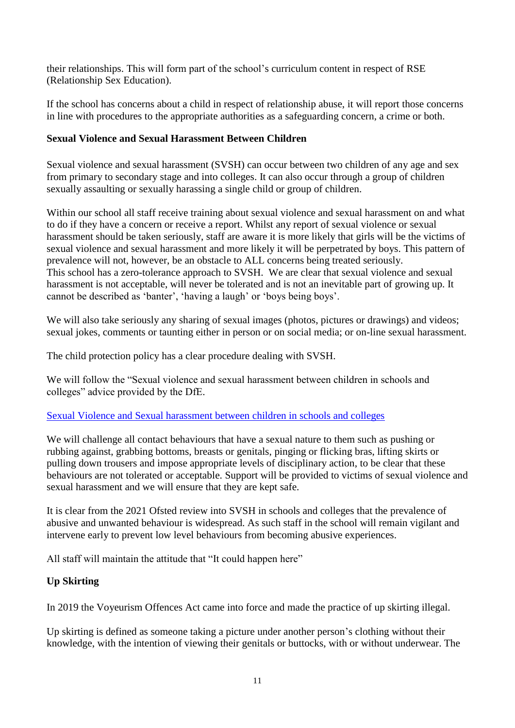their relationships. This will form part of the school's curriculum content in respect of RSE (Relationship Sex Education).

If the school has concerns about a child in respect of relationship abuse, it will report those concerns in line with procedures to the appropriate authorities as a safeguarding concern, a crime or both.

**Sexual Violence and Sexual Harassment Between Children**

Sexual violence and sexual harassment (SVSH) can occur between two children of any age and sex from primary to secondary stage and into colleges. It can also occur through a group of children sexually assaulting or sexually harassing a single child or group of children.

Within our school all staff receive training about sexual violence and sexual harassment on and what to do if they have a concern or receive a report. Whilst any report of sexual violence or sexual harassment should be taken seriously, staff are aware it is more likely that girls will be the victims of sexual violence and sexual harassment and more likely it will be perpetrated by boys. This pattern of prevalence will not, however, be an obstacle to ALL concerns being treated seriously.
This school has a zero-tolerance approach to SVSH. We are clear that sexual violence and sexual harassment is not acceptable, will never be tolerated and is not an inevitable part of growing up. It cannot be described as 'banter', 'having a laugh' or 'boys being boys'.

We will also take seriously any sharing of sexual images (photos, pictures or drawings) and videos; sexual jokes, comments or taunting either in person or on social media; or on-line sexual harassment.

The child protection policy has a clear procedure dealing with SVSH.

We will follow the "Sexual violence and sexual harassment between children in schools and colleges" advice provided by the DfE.

[Sexual Violence and Sexual harassment between children in schools and colleges]

We will challenge all contact behaviours that have a sexual nature to them such as pushing or rubbing against, grabbing bottoms, breasts or genitals, pinging or flicking bras, lifting skirts or pulling down trousers and impose appropriate levels of disciplinary action, to be clear that these behaviours are not tolerated or acceptable. Support will be provided to victims of sexual violence and sexual harassment and we will ensure that they are kept safe.

It is clear from the 2021 Ofsted review into SVSH in schools and colleges that the prevalence of abusive and unwanted behaviour is widespread. As such staff in the school will remain vigilant and intervene early to prevent low level behaviours from becoming abusive experiences.

All staff will maintain the attitude that "It could happen here"

**Up Skirting**

In 2019 the Voyeurism Offences Act came into force and made the practice of up skirting illegal.

Up skirting is defined as someone taking a picture under another person's clothing without their knowledge, with the intention of viewing their genitals or buttocks, with or without underwear. The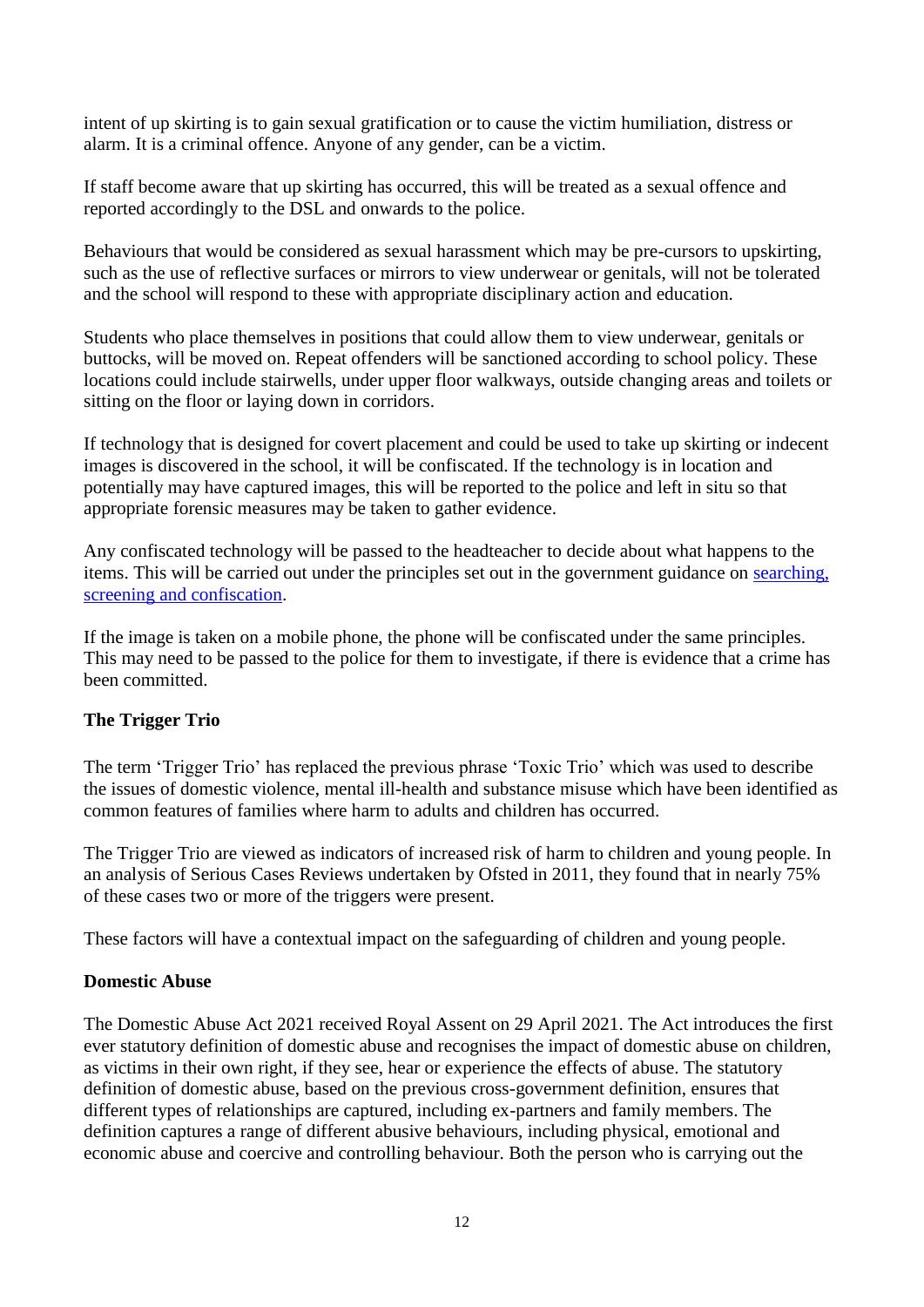intent of up skirting is to gain sexual gratification or to cause the victim humiliation, distress or alarm. It is a criminal offence. Anyone of any gender, can be a victim.

If staff become aware that up skirting has occurred, this will be treated as a sexual offence and reported accordingly to the DSL and onwards to the police.

Behaviours that would be considered as sexual harassment which may be pre-cursors to upskirting, such as the use of reflective surfaces or mirrors to view underwear or genitals, will not be tolerated and the school will respond to these with appropriate disciplinary action and education.

Students who place themselves in positions that could allow them to view underwear, genitals or buttocks, will be moved on. Repeat offenders will be sanctioned according to school policy. These locations could include stairwells, under upper floor walkways, outside changing areas and toilets or sitting on the floor or laying down in corridors.

If technology that is designed for covert placement and could be used to take up skirting or indecent images is discovered in the school, it will be confiscated. If the technology is in location and potentially may have captured images, this will be reported to the police and left in situ so that appropriate forensic measures may be taken to gather evidence.

Any confiscated technology will be passed to the headteacher to decide about what happens to the items. This will be carried out under the principles set out in the government guidance on [searching, screening and confiscation](#).

If the image is taken on a mobile phone, the phone will be confiscated under the same principles. This may need to be passed to the police for them to investigate, if there is evidence that a crime has been committed.

**The Trigger Trio**

The term 'Trigger Trio' has replaced the previous phrase 'Toxic Trio' which was used to describe the issues of domestic violence, mental ill-health and substance misuse which have been identified as common features of families where harm to adults and children has occurred.

The Trigger Trio are viewed as indicators of increased risk of harm to children and young people. In an analysis of Serious Cases Reviews undertaken by Ofsted in 2011, they found that in nearly 75% of these cases two or more of the triggers were present.

These factors will have a contextual impact on the safeguarding of children and young people.

**Domestic Abuse**

The Domestic Abuse Act 2021 received Royal Assent on 29 April 2021. The Act introduces the first ever statutory definition of domestic abuse and recognises the impact of domestic abuse on children, as victims in their own right, if they see, hear or experience the effects of abuse. The statutory definition of domestic abuse, based on the previous cross-government definition, ensures that different types of relationships are captured, including ex-partners and family members. The definition captures a range of different abusive behaviours, including physical, emotional and economic abuse and coercive and controlling behaviour. Both the person who is carrying out the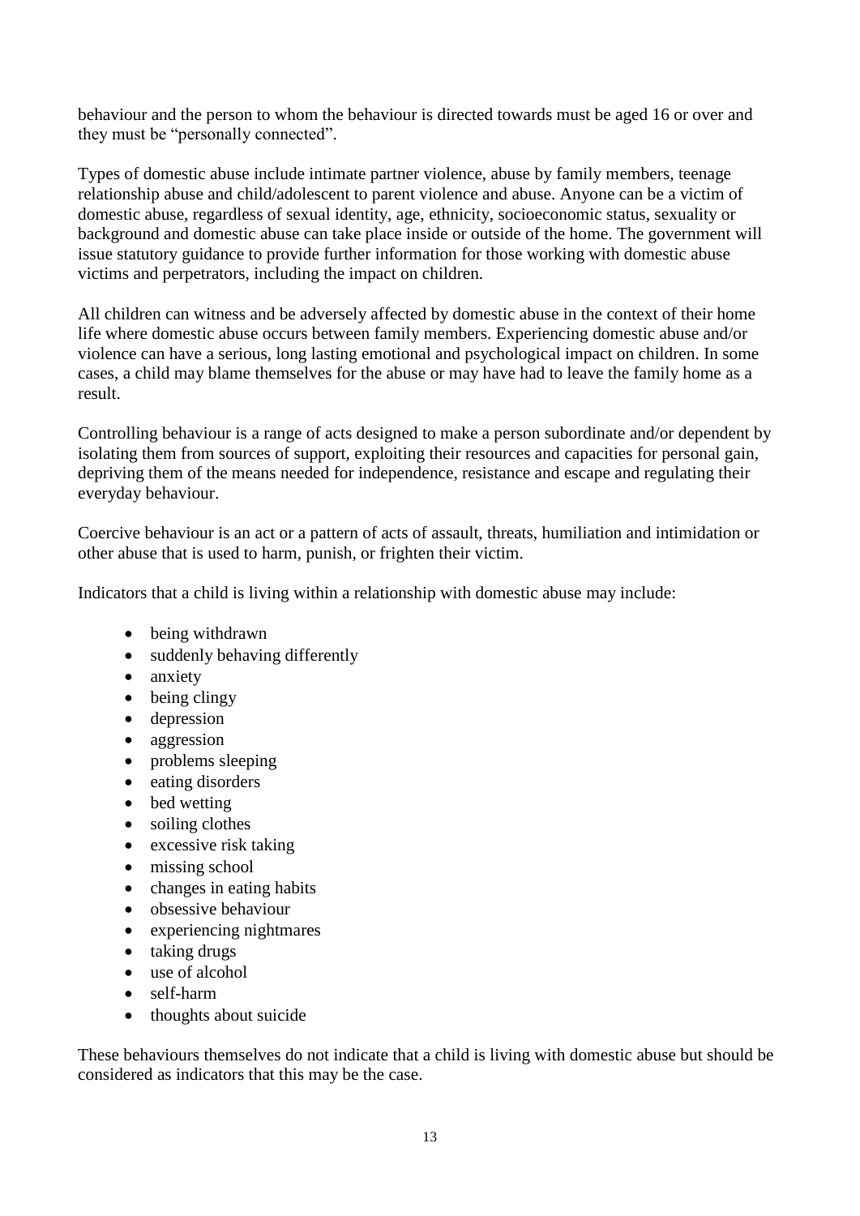behaviour and the person to whom the behaviour is directed towards must be aged 16 or over and they must be "personally connected".

Types of domestic abuse include intimate partner violence, abuse by family members, teenage relationship abuse and child/adolescent to parent violence and abuse. Anyone can be a victim of domestic abuse, regardless of sexual identity, age, ethnicity, socioeconomic status, sexuality or background and domestic abuse can take place inside or outside of the home. The government will issue statutory guidance to provide further information for those working with domestic abuse victims and perpetrators, including the impact on children.

All children can witness and be adversely affected by domestic abuse in the context of their home life where domestic abuse occurs between family members. Experiencing domestic abuse and/or violence can have a serious, long lasting emotional and psychological impact on children. In some cases, a child may blame themselves for the abuse or may have had to leave the family home as a result.

Controlling behaviour is a range of acts designed to make a person subordinate and/or dependent by isolating them from sources of support, exploiting their resources and capacities for personal gain, depriving them of the means needed for independence, resistance and escape and regulating their everyday behaviour.

Coercive behaviour is an act or a pattern of acts of assault, threats, humiliation and intimidation or other abuse that is used to harm, punish, or frighten their victim.

Indicators that a child is living within a relationship with domestic abuse may include:

- being withdrawn
- suddenly behaving differently
- anxiety
- being clingy
- depression
- aggression
- problems sleeping
- eating disorders
- bed wetting
- soiling clothes
- excessive risk taking
- missing school
- changes in eating habits
- obsessive behaviour
- experiencing nightmares
- taking drugs
- use of alcohol
- self-harm
- thoughts about suicide

These behaviours themselves do not indicate that a child is living with domestic abuse but should be considered as indicators that this may be the case.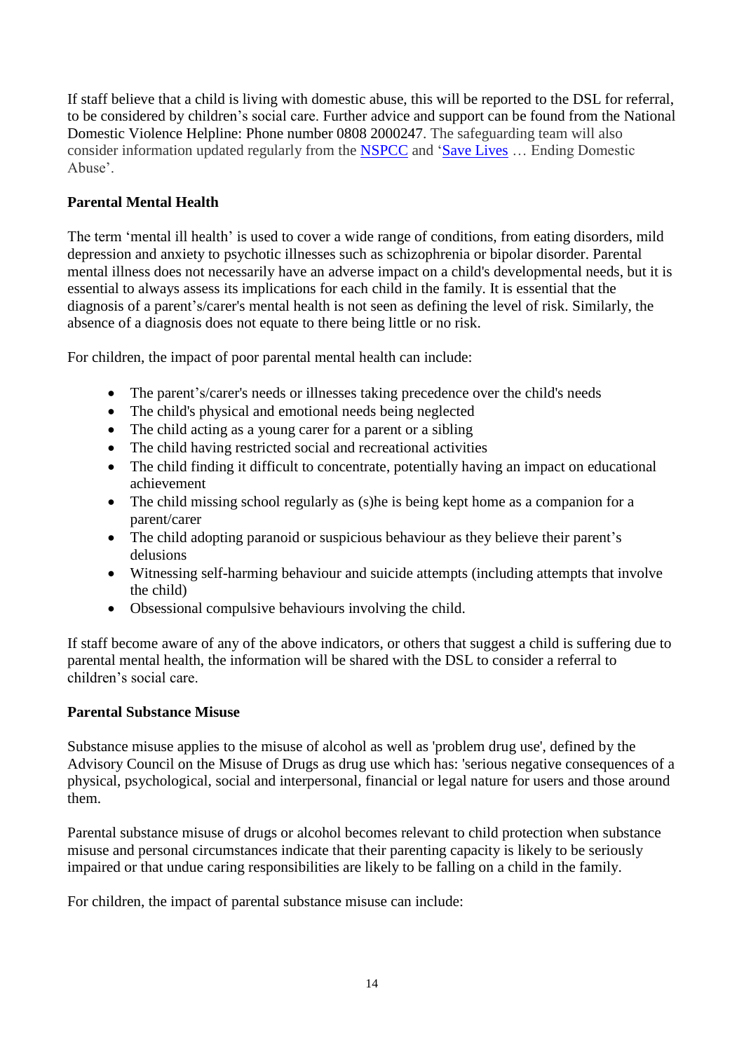If staff believe that a child is living with domestic abuse, this will be reported to the DSL for referral, to be considered by children's social care. Further advice and support can be found from the National Domestic Violence Helpline: Phone number 0808 2000247. The safeguarding team will also consider information updated regularly from the [NSPCC]() and '[Save Lives]() … Ending Domestic Abuse'.

**Parental Mental Health**

The term 'mental ill health' is used to cover a wide range of conditions, from eating disorders, mild depression and anxiety to psychotic illnesses such as schizophrenia or bipolar disorder. Parental mental illness does not necessarily have an adverse impact on a child's developmental needs, but it is essential to always assess its implications for each child in the family. It is essential that the diagnosis of a parent's/carer's mental health is not seen as defining the level of risk. Similarly, the absence of a diagnosis does not equate to there being little or no risk.

For children, the impact of poor parental mental health can include:

- The parent's/carer's needs or illnesses taking precedence over the child's needs
- The child's physical and emotional needs being neglected
- The child acting as a young carer for a parent or a sibling
- The child having restricted social and recreational activities
- The child finding it difficult to concentrate, potentially having an impact on educational achievement
- The child missing school regularly as (s)he is being kept home as a companion for a parent/carer
- The child adopting paranoid or suspicious behaviour as they believe their parent's delusions
- Witnessing self-harming behaviour and suicide attempts (including attempts that involve the child)
- Obsessional compulsive behaviours involving the child.

If staff become aware of any of the above indicators, or others that suggest a child is suffering due to parental mental health, the information will be shared with the DSL to consider a referral to children's social care.

**Parental Substance Misuse**

Substance misuse applies to the misuse of alcohol as well as 'problem drug use', defined by the Advisory Council on the Misuse of Drugs as drug use which has: 'serious negative consequences of a physical, psychological, social and interpersonal, financial or legal nature for users and those around them.

Parental substance misuse of drugs or alcohol becomes relevant to child protection when substance misuse and personal circumstances indicate that their parenting capacity is likely to be seriously impaired or that undue caring responsibilities are likely to be falling on a child in the family.

For children, the impact of parental substance misuse can include: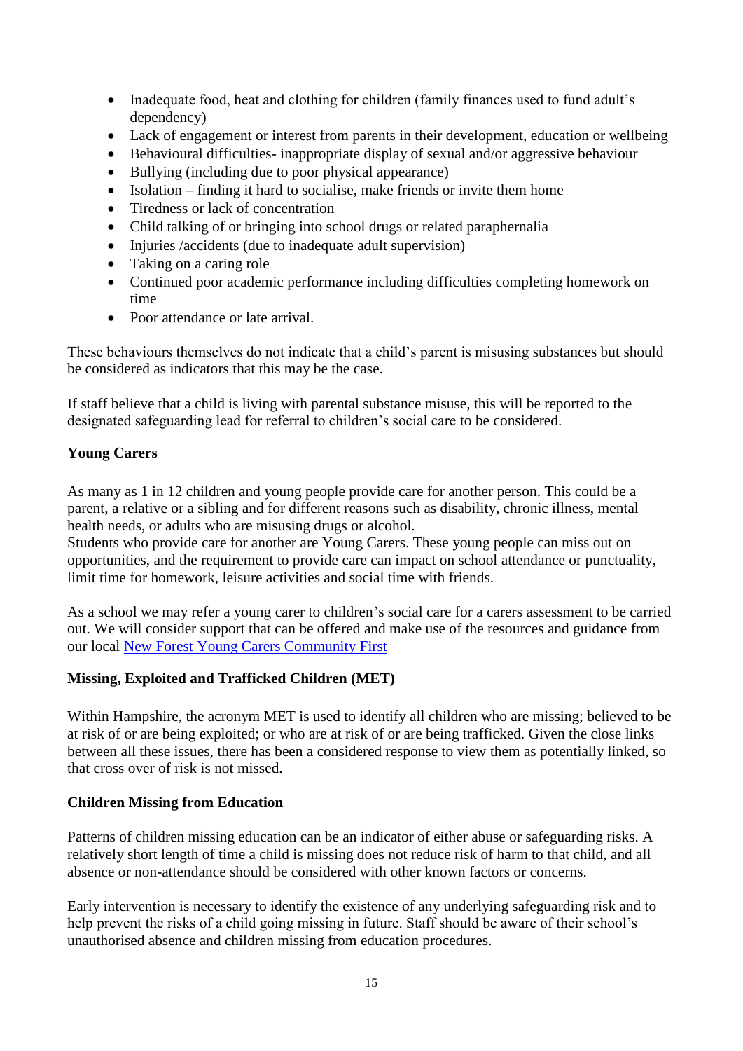- Inadequate food, heat and clothing for children (family finances used to fund adult's dependency)
- Lack of engagement or interest from parents in their development, education or wellbeing
- Behavioural difficulties- inappropriate display of sexual and/or aggressive behaviour
- Bullying (including due to poor physical appearance)
- Isolation – finding it hard to socialise, make friends or invite them home
- Tiredness or lack of concentration
- Child talking of or bringing into school drugs or related paraphernalia
- Injuries /accidents (due to inadequate adult supervision)
- Taking on a caring role
- Continued poor academic performance including difficulties completing homework on time
- Poor attendance or late arrival.

These behaviours themselves do not indicate that a child's parent is misusing substances but should be considered as indicators that this may be the case.

If staff believe that a child is living with parental substance misuse, this will be reported to the designated safeguarding lead for referral to children's social care to be considered.

**Young Carers**

As many as 1 in 12 children and young people provide care for another person. This could be a parent, a relative or a sibling and for different reasons such as disability, chronic illness, mental health needs, or adults who are misusing drugs or alcohol.
Students who provide care for another are Young Carers. These young people can miss out on opportunities, and the requirement to provide care can impact on school attendance or punctuality, limit time for homework, leisure activities and social time with friends.

As a school we may refer a young carer to children's social care for a carers assessment to be carried out. We will consider support that can be offered and make use of the resources and guidance from our local New Forest Young Carers Community First

**Missing, Exploited and Trafficked Children (MET)**

Within Hampshire, the acronym MET is used to identify all children who are missing; believed to be at risk of or are being exploited; or who are at risk of or are being trafficked. Given the close links between all these issues, there has been a considered response to view them as potentially linked, so that cross over of risk is not missed.

**Children Missing from Education**

Patterns of children missing education can be an indicator of either abuse or safeguarding risks. A relatively short length of time a child is missing does not reduce risk of harm to that child, and all absence or non-attendance should be considered with other known factors or concerns.

Early intervention is necessary to identify the existence of any underlying safeguarding risk and to help prevent the risks of a child going missing in future. Staff should be aware of their school's unauthorised absence and children missing from education procedures.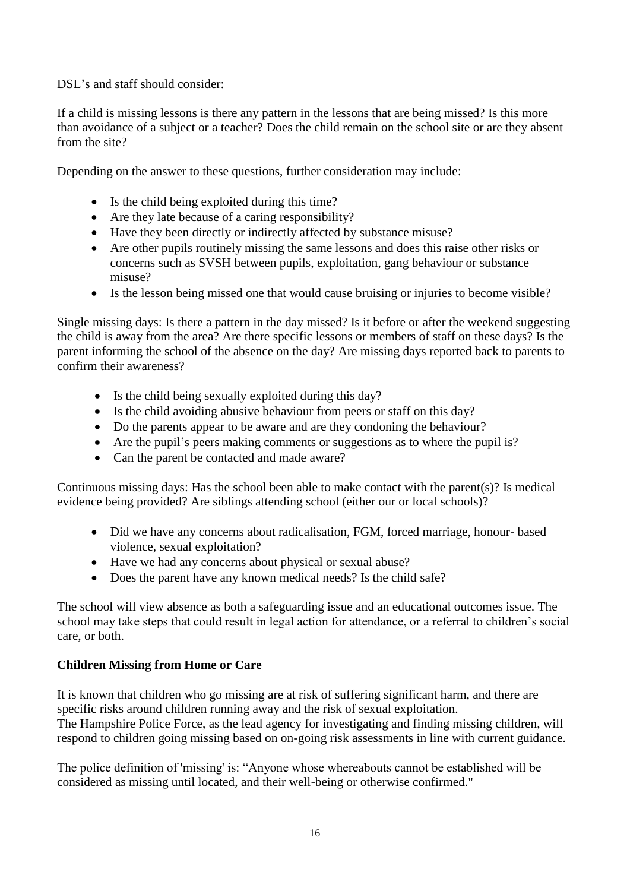DSL’s and staff should consider:

If a child is missing lessons is there any pattern in the lessons that are being missed? Is this more than avoidance of a subject or a teacher? Does the child remain on the school site or are they absent from the site?

Depending on the answer to these questions, further consideration may include:

- Is the child being exploited during this time?
- Are they late because of a caring responsibility?
- Have they been directly or indirectly affected by substance misuse?
- Are other pupils routinely missing the same lessons and does this raise other risks or concerns such as SVSH between pupils, exploitation, gang behaviour or substance misuse?
- Is the lesson being missed one that would cause bruising or injuries to become visible?

Single missing days: Is there a pattern in the day missed? Is it before or after the weekend suggesting the child is away from the area? Are there specific lessons or members of staff on these days? Is the parent informing the school of the absence on the day? Are missing days reported back to parents to confirm their awareness?

- Is the child being sexually exploited during this day?
- Is the child avoiding abusive behaviour from peers or staff on this day?
- Do the parents appear to be aware and are they condoning the behaviour?
- Are the pupil’s peers making comments or suggestions as to where the pupil is?
- Can the parent be contacted and made aware?

Continuous missing days: Has the school been able to make contact with the parent(s)? Is medical evidence being provided? Are siblings attending school (either our or local schools)?

- Did we have any concerns about radicalisation, FGM, forced marriage, honour- based violence, sexual exploitation?
- Have we had any concerns about physical or sexual abuse?
- Does the parent have any known medical needs? Is the child safe?

The school will view absence as both a safeguarding issue and an educational outcomes issue. The school may take steps that could result in legal action for attendance, or a referral to children’s social care, or both.

**Children Missing from Home or Care**

It is known that children who go missing are at risk of suffering significant harm, and there are specific risks around children running away and the risk of sexual exploitation.
The Hampshire Police Force, as the lead agency for investigating and finding missing children, will respond to children going missing based on on-going risk assessments in line with current guidance.

The police definition of 'missing' is: “Anyone whose whereabouts cannot be established will be considered as missing until located, and their well-being or otherwise confirmed."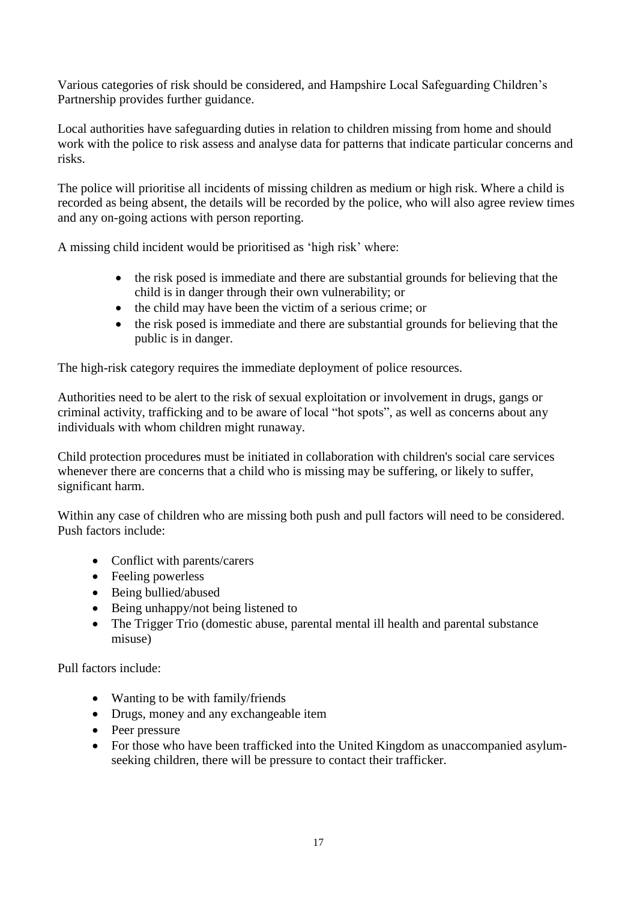Various categories of risk should be considered, and Hampshire Local Safeguarding Children's Partnership provides further guidance.

Local authorities have safeguarding duties in relation to children missing from home and should work with the police to risk assess and analyse data for patterns that indicate particular concerns and risks.

The police will prioritise all incidents of missing children as medium or high risk. Where a child is recorded as being absent, the details will be recorded by the police, who will also agree review times and any on-going actions with person reporting.

A missing child incident would be prioritised as 'high risk' where:

- the risk posed is immediate and there are substantial grounds for believing that the child is in danger through their own vulnerability; or
- the child may have been the victim of a serious crime; or
- the risk posed is immediate and there are substantial grounds for believing that the public is in danger.

The high-risk category requires the immediate deployment of police resources.

Authorities need to be alert to the risk of sexual exploitation or involvement in drugs, gangs or criminal activity, trafficking and to be aware of local "hot spots", as well as concerns about any individuals with whom children might runaway.

Child protection procedures must be initiated in collaboration with children's social care services whenever there are concerns that a child who is missing may be suffering, or likely to suffer, significant harm.

Within any case of children who are missing both push and pull factors will need to be considered. Push factors include:

- Conflict with parents/carers
- Feeling powerless
- Being bullied/abused
- Being unhappy/not being listened to
- The Trigger Trio (domestic abuse, parental mental ill health and parental substance misuse)

Pull factors include:

- Wanting to be with family/friends
- Drugs, money and any exchangeable item
- Peer pressure
- For those who have been trafficked into the United Kingdom as unaccompanied asylum-seeking children, there will be pressure to contact their trafficker.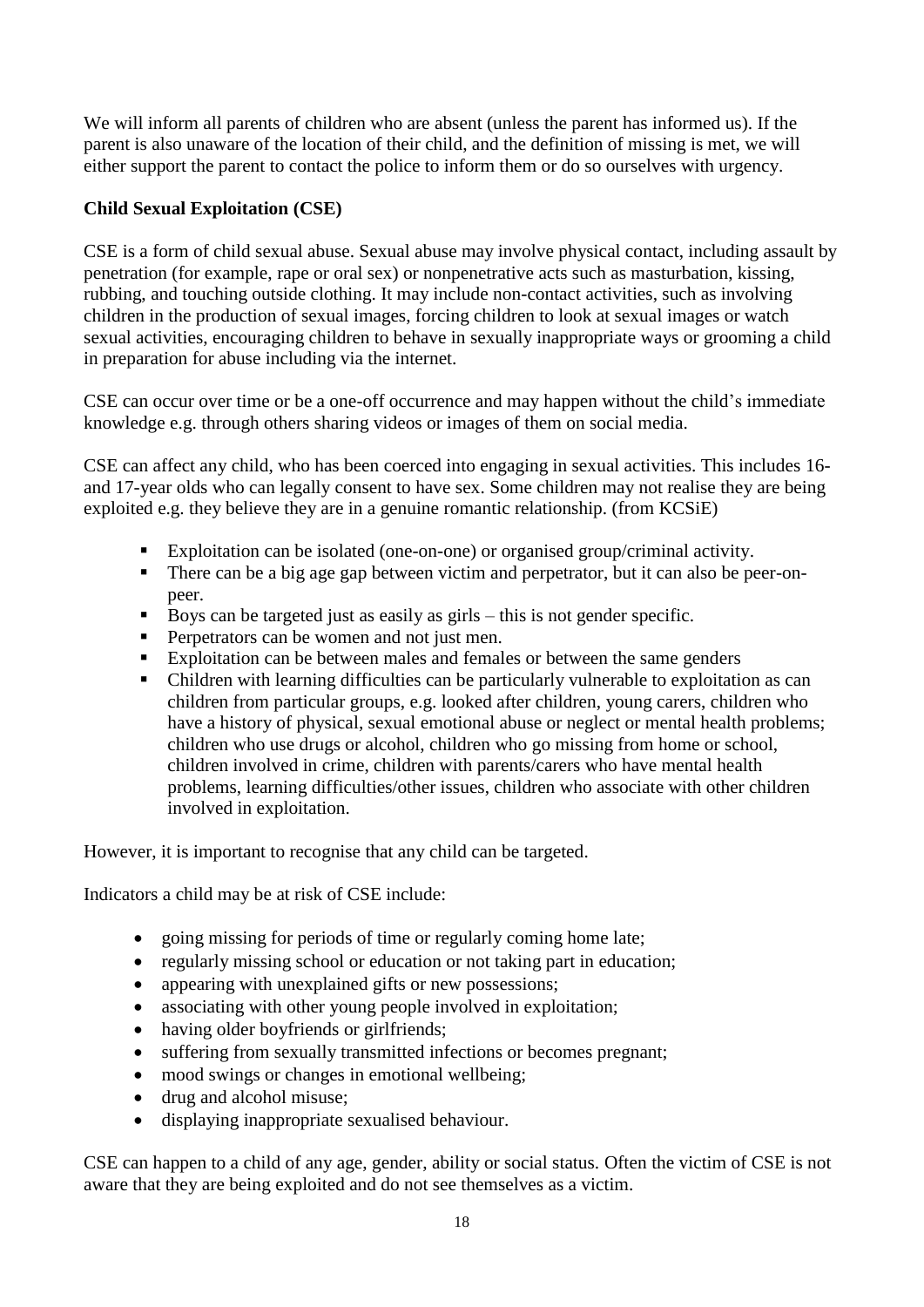We will inform all parents of children who are absent (unless the parent has informed us). If the parent is also unaware of the location of their child, and the definition of missing is met, we will either support the parent to contact the police to inform them or do so ourselves with urgency.

**Child Sexual Exploitation (CSE)**

CSE is a form of child sexual abuse. Sexual abuse may involve physical contact, including assault by penetration (for example, rape or oral sex) or nonpenetrative acts such as masturbation, kissing, rubbing, and touching outside clothing. It may include non-contact activities, such as involving children in the production of sexual images, forcing children to look at sexual images or watch sexual activities, encouraging children to behave in sexually inappropriate ways or grooming a child in preparation for abuse including via the internet.

CSE can occur over time or be a one-off occurrence and may happen without the child's immediate knowledge e.g. through others sharing videos or images of them on social media.

CSE can affect any child, who has been coerced into engaging in sexual activities. This includes 16- and 17-year olds who can legally consent to have sex. Some children may not realise they are being exploited e.g. they believe they are in a genuine romantic relationship. (from KCSiE)

- Exploitation can be isolated (one-on-one) or organised group/criminal activity.
- There can be a big age gap between victim and perpetrator, but it can also be peer-on-peer.
- Boys can be targeted just as easily as girls – this is not gender specific.
- Perpetrators can be women and not just men.
- Exploitation can be between males and females or between the same genders
- Children with learning difficulties can be particularly vulnerable to exploitation as can children from particular groups, e.g. looked after children, young carers, children who have a history of physical, sexual emotional abuse or neglect or mental health problems; children who use drugs or alcohol, children who go missing from home or school, children involved in crime, children with parents/carers who have mental health problems, learning difficulties/other issues, children who associate with other children involved in exploitation.

However, it is important to recognise that any child can be targeted.

Indicators a child may be at risk of CSE include:

- going missing for periods of time or regularly coming home late;
- regularly missing school or education or not taking part in education;
- appearing with unexplained gifts or new possessions;
- associating with other young people involved in exploitation;
- having older boyfriends or girlfriends;
- suffering from sexually transmitted infections or becomes pregnant;
- mood swings or changes in emotional wellbeing;
- drug and alcohol misuse;
- displaying inappropriate sexualised behaviour.

CSE can happen to a child of any age, gender, ability or social status. Often the victim of CSE is not aware that they are being exploited and do not see themselves as a victim.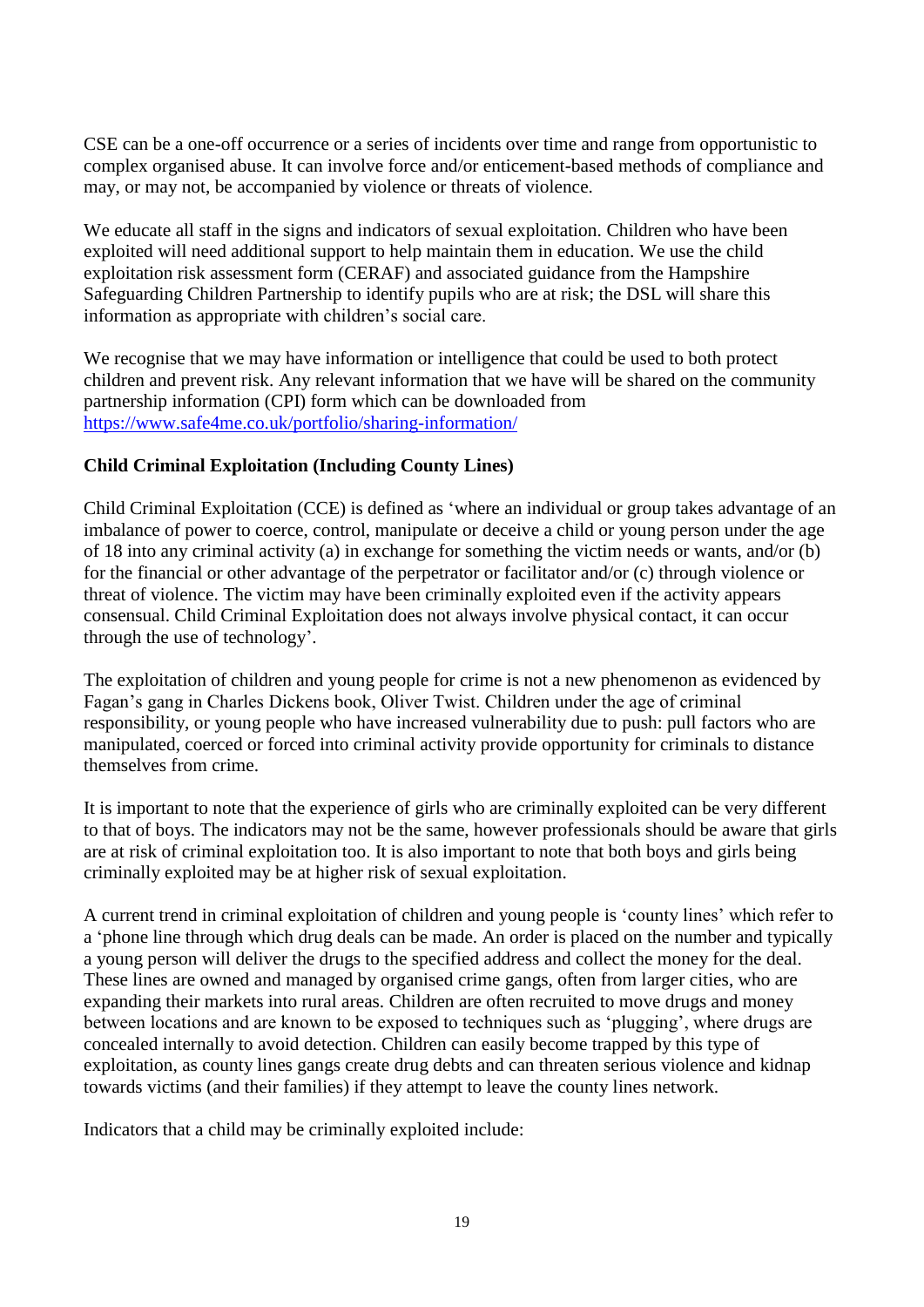CSE can be a one-off occurrence or a series of incidents over time and range from opportunistic to complex organised abuse. It can involve force and/or enticement-based methods of compliance and may, or may not, be accompanied by violence or threats of violence.

We educate all staff in the signs and indicators of sexual exploitation. Children who have been exploited will need additional support to help maintain them in education. We use the child exploitation risk assessment form (CERAF) and associated guidance from the Hampshire Safeguarding Children Partnership to identify pupils who are at risk; the DSL will share this information as appropriate with children's social care.

We recognise that we may have information or intelligence that could be used to both protect children and prevent risk. Any relevant information that we have will be shared on the community partnership information (CPI) form which can be downloaded from https://www.safe4me.co.uk/portfolio/sharing-information/

**Child Criminal Exploitation (Including County Lines)**

Child Criminal Exploitation (CCE) is defined as 'where an individual or group takes advantage of an imbalance of power to coerce, control, manipulate or deceive a child or young person under the age of 18 into any criminal activity (a) in exchange for something the victim needs or wants, and/or (b) for the financial or other advantage of the perpetrator or facilitator and/or (c) through violence or threat of violence. The victim may have been criminally exploited even if the activity appears consensual. Child Criminal Exploitation does not always involve physical contact, it can occur through the use of technology'.

The exploitation of children and young people for crime is not a new phenomenon as evidenced by Fagan's gang in Charles Dickens book, Oliver Twist. Children under the age of criminal responsibility, or young people who have increased vulnerability due to push: pull factors who are manipulated, coerced or forced into criminal activity provide opportunity for criminals to distance themselves from crime.

It is important to note that the experience of girls who are criminally exploited can be very different to that of boys. The indicators may not be the same, however professionals should be aware that girls are at risk of criminal exploitation too. It is also important to note that both boys and girls being criminally exploited may be at higher risk of sexual exploitation.

A current trend in criminal exploitation of children and young people is 'county lines' which refer to a 'phone line through which drug deals can be made. An order is placed on the number and typically a young person will deliver the drugs to the specified address and collect the money for the deal. These lines are owned and managed by organised crime gangs, often from larger cities, who are expanding their markets into rural areas. Children are often recruited to move drugs and money between locations and are known to be exposed to techniques such as 'plugging', where drugs are concealed internally to avoid detection. Children can easily become trapped by this type of exploitation, as county lines gangs create drug debts and can threaten serious violence and kidnap towards victims (and their families) if they attempt to leave the county lines network.

Indicators that a child may be criminally exploited include: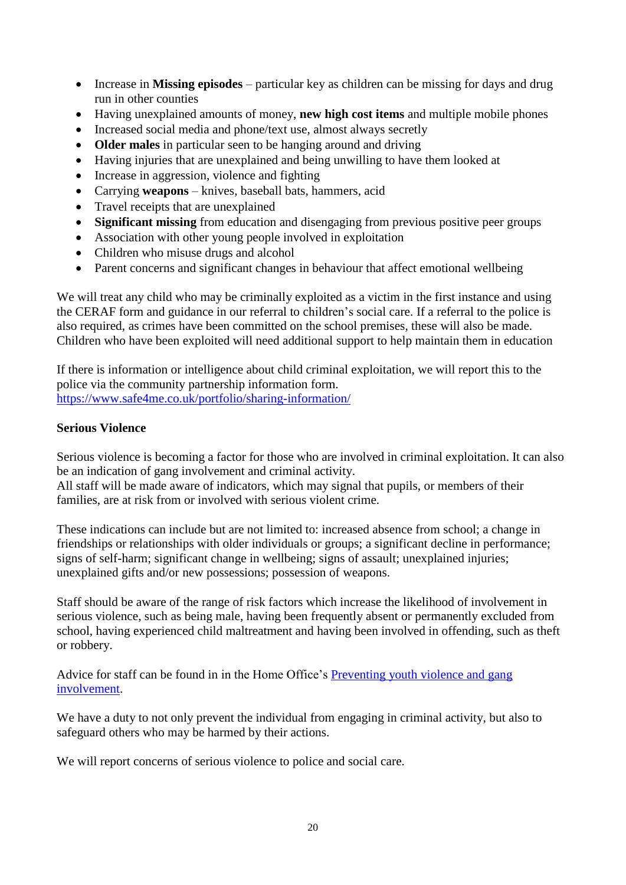- Increase in **Missing episodes** – particular key as children can be missing for days and drug run in other counties
- Having unexplained amounts of money, **new high cost items** and multiple mobile phones
- Increased social media and phone/text use, almost always secretly
- **Older males** in particular seen to be hanging around and driving
- Having injuries that are unexplained and being unwilling to have them looked at
- Increase in aggression, violence and fighting
- Carrying **weapons** – knives, baseball bats, hammers, acid
- Travel receipts that are unexplained
- **Significant missing** from education and disengaging from previous positive peer groups
- Association with other young people involved in exploitation
- Children who misuse drugs and alcohol
- Parent concerns and significant changes in behaviour that affect emotional wellbeing

We will treat any child who may be criminally exploited as a victim in the first instance and using the CERAF form and guidance in our referral to children's social care. If a referral to the police is also required, as crimes have been committed on the school premises, these will also be made. Children who have been exploited will need additional support to help maintain them in education

If there is information or intelligence about child criminal exploitation, we will report this to the police via the community partnership information form.
[https://www.safe4me.co.uk/portfolio/sharing-information/](https://www.safe4me.co.uk/portfolio/sharing-information/)

**Serious Violence**

Serious violence is becoming a factor for those who are involved in criminal exploitation. It can also be an indication of gang involvement and criminal activity.
All staff will be made aware of indicators, which may signal that pupils, or members of their families, are at risk from or involved with serious violent crime.

These indications can include but are not limited to: increased absence from school; a change in friendships or relationships with older individuals or groups; a significant decline in performance; signs of self-harm; significant change in wellbeing; signs of assault; unexplained injuries; unexplained gifts and/or new possessions; possession of weapons.

Staff should be aware of the range of risk factors which increase the likelihood of involvement in serious violence, such as being male, having been frequently absent or permanently excluded from school, having experienced child maltreatment and having been involved in offending, such as theft or robbery.

Advice for staff can be found in in the Home Office's Preventing youth violence and gang involvement.

We have a duty to not only prevent the individual from engaging in criminal activity, but also to safeguard others who may be harmed by their actions.

We will report concerns of serious violence to police and social care.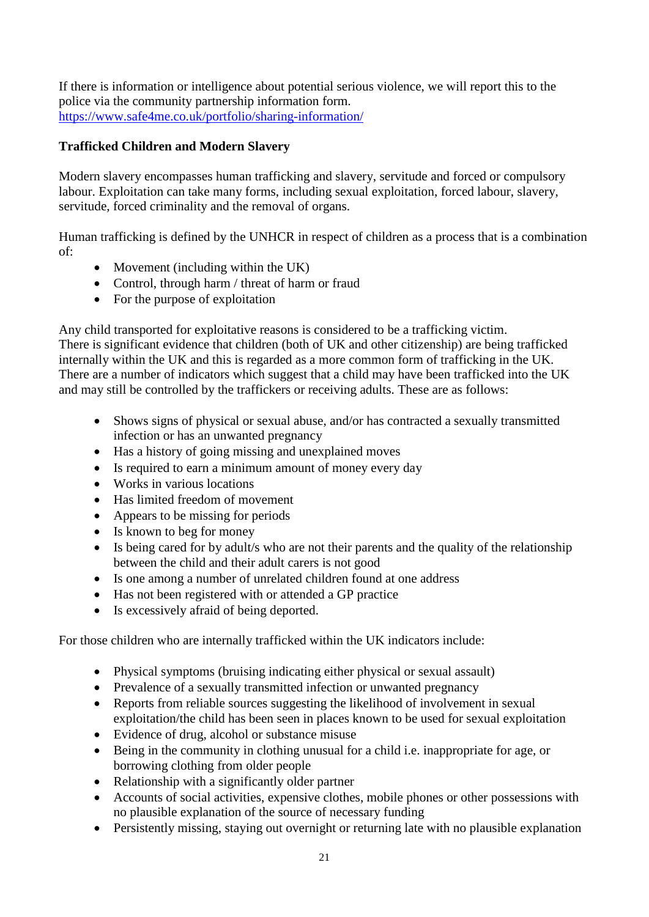If there is information or intelligence about potential serious violence, we will report this to the police via the community partnership information form.
https://www.safe4me.co.uk/portfolio/sharing-information/

**Trafficked Children and Modern Slavery**

Modern slavery encompasses human trafficking and slavery, servitude and forced or compulsory labour. Exploitation can take many forms, including sexual exploitation, forced labour, slavery, servitude, forced criminality and the removal of organs.

Human trafficking is defined by the UNHCR in respect of children as a process that is a combination of:

- Movement (including within the UK)
- Control, through harm / threat of harm or fraud
- For the purpose of exploitation

Any child transported for exploitative reasons is considered to be a trafficking victim.
There is significant evidence that children (both of UK and other citizenship) are being trafficked internally within the UK and this is regarded as a more common form of trafficking in the UK. There are a number of indicators which suggest that a child may have been trafficked into the UK and may still be controlled by the traffickers or receiving adults. These are as follows:

- Shows signs of physical or sexual abuse, and/or has contracted a sexually transmitted infection or has an unwanted pregnancy
- Has a history of going missing and unexplained moves
- Is required to earn a minimum amount of money every day
- Works in various locations
- Has limited freedom of movement
- Appears to be missing for periods
- Is known to beg for money
- Is being cared for by adult/s who are not their parents and the quality of the relationship between the child and their adult carers is not good
- Is one among a number of unrelated children found at one address
- Has not been registered with or attended a GP practice
- Is excessively afraid of being deported.

For those children who are internally trafficked within the UK indicators include:

- Physical symptoms (bruising indicating either physical or sexual assault)
- Prevalence of a sexually transmitted infection or unwanted pregnancy
- Reports from reliable sources suggesting the likelihood of involvement in sexual exploitation/the child has been seen in places known to be used for sexual exploitation
- Evidence of drug, alcohol or substance misuse
- Being in the community in clothing unusual for a child i.e. inappropriate for age, or borrowing clothing from older people
- Relationship with a significantly older partner
- Accounts of social activities, expensive clothes, mobile phones or other possessions with no plausible explanation of the source of necessary funding
- Persistently missing, staying out overnight or returning late with no plausible explanation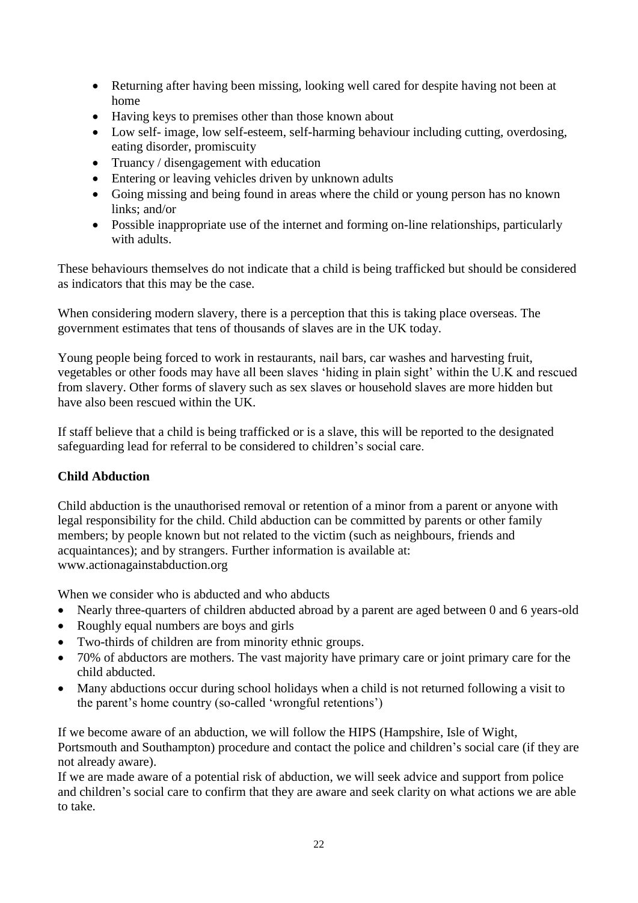- Returning after having been missing, looking well cared for despite having not been at home
- Having keys to premises other than those known about
- Low self- image, low self-esteem, self-harming behaviour including cutting, overdosing, eating disorder, promiscuity
- Truancy / disengagement with education
- Entering or leaving vehicles driven by unknown adults
- Going missing and being found in areas where the child or young person has no known links; and/or
- Possible inappropriate use of the internet and forming on-line relationships, particularly with adults.

These behaviours themselves do not indicate that a child is being trafficked but should be considered as indicators that this may be the case.

When considering modern slavery, there is a perception that this is taking place overseas. The government estimates that tens of thousands of slaves are in the UK today.

Young people being forced to work in restaurants, nail bars, car washes and harvesting fruit, vegetables or other foods may have all been slaves 'hiding in plain sight' within the U.K and rescued from slavery. Other forms of slavery such as sex slaves or household slaves are more hidden but have also been rescued within the UK.

If staff believe that a child is being trafficked or is a slave, this will be reported to the designated safeguarding lead for referral to be considered to children's social care.

**Child Abduction**

Child abduction is the unauthorised removal or retention of a minor from a parent or anyone with legal responsibility for the child. Child abduction can be committed by parents or other family members; by people known but not related to the victim (such as neighbours, friends and acquaintances); and by strangers. Further information is available at: www.actionagainstabduction.org

When we consider who is abducted and who abducts

- Nearly three-quarters of children abducted abroad by a parent are aged between 0 and 6 years-old
- Roughly equal numbers are boys and girls
- Two-thirds of children are from minority ethnic groups.
- 70% of abductors are mothers. The vast majority have primary care or joint primary care for the child abducted.
- Many abductions occur during school holidays when a child is not returned following a visit to the parent's home country (so-called 'wrongful retentions')

If we become aware of an abduction, we will follow the HIPS (Hampshire, Isle of Wight, Portsmouth and Southampton) procedure and contact the police and children's social care (if they are not already aware).
If we are made aware of a potential risk of abduction, we will seek advice and support from police and children's social care to confirm that they are aware and seek clarity on what actions we are able to take.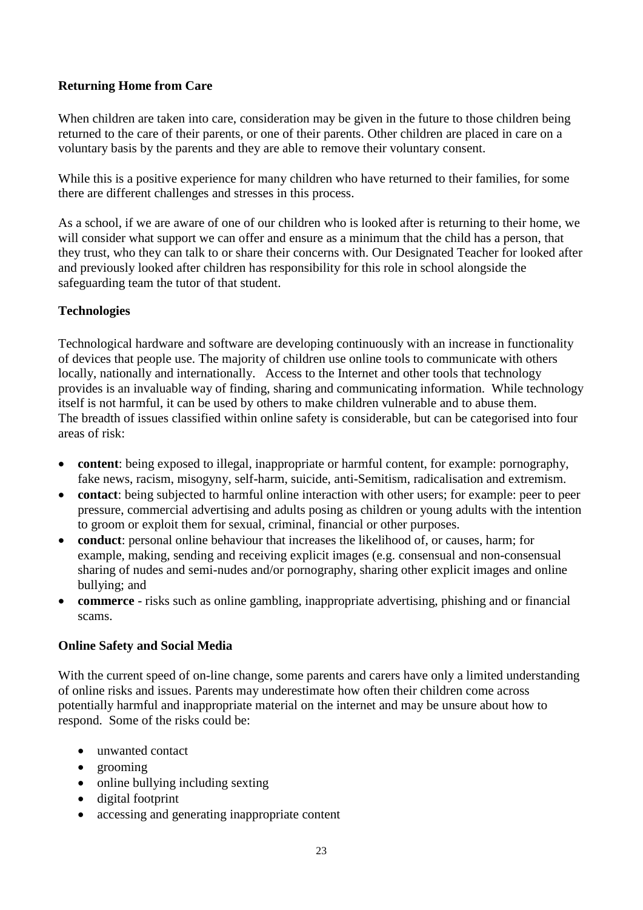**Returning Home from Care**

When children are taken into care, consideration may be given in the future to those children being returned to the care of their parents, or one of their parents. Other children are placed in care on a voluntary basis by the parents and they are able to remove their voluntary consent.

While this is a positive experience for many children who have returned to their families, for some there are different challenges and stresses in this process.

As a school, if we are aware of one of our children who is looked after is returning to their home, we will consider what support we can offer and ensure as a minimum that the child has a person, that they trust, who they can talk to or share their concerns with. Our Designated Teacher for looked after and previously looked after children has responsibility for this role in school alongside the safeguarding team the tutor of that student.

**Technologies**

Technological hardware and software are developing continuously with an increase in functionality of devices that people use. The majority of children use online tools to communicate with others locally, nationally and internationally. Access to the Internet and other tools that technology provides is an invaluable way of finding, sharing and communicating information. While technology itself is not harmful, it can be used by others to make children vulnerable and to abuse them. The breadth of issues classified within online safety is considerable, but can be categorised into four areas of risk:

- **content**: being exposed to illegal, inappropriate or harmful content, for example: pornography, fake news, racism, misogyny, self-harm, suicide, anti-Semitism, radicalisation and extremism.
- **contact**: being subjected to harmful online interaction with other users; for example: peer to peer pressure, commercial advertising and adults posing as children or young adults with the intention to groom or exploit them for sexual, criminal, financial or other purposes.
- **conduct**: personal online behaviour that increases the likelihood of, or causes, harm; for example, making, sending and receiving explicit images (e.g. consensual and non-consensual sharing of nudes and semi-nudes and/or pornography, sharing other explicit images and online bullying; and
- **commerce** - risks such as online gambling, inappropriate advertising, phishing and or financial scams.

**Online Safety and Social Media**

With the current speed of on-line change, some parents and carers have only a limited understanding of online risks and issues. Parents may underestimate how often their children come across potentially harmful and inappropriate material on the internet and may be unsure about how to respond. Some of the risks could be:

- unwanted contact
- grooming
- online bullying including sexting
- digital footprint
- accessing and generating inappropriate content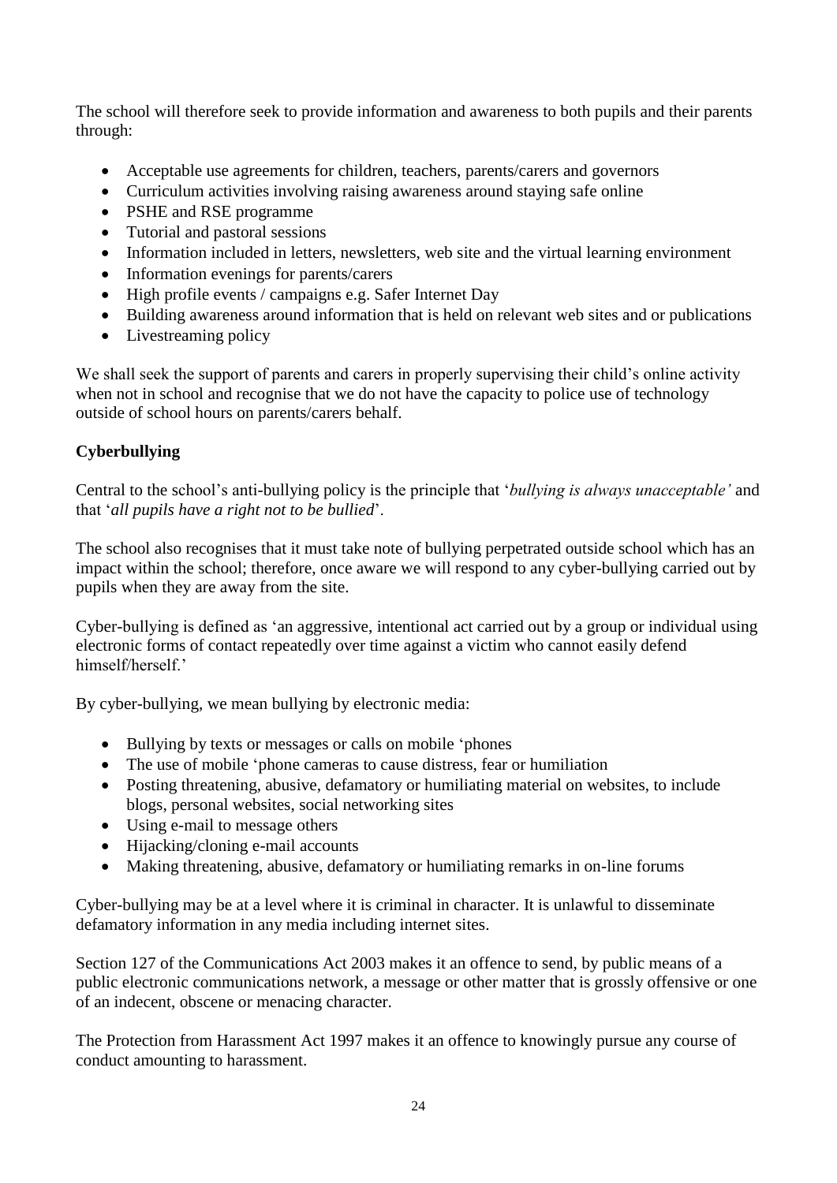The school will therefore seek to provide information and awareness to both pupils and their parents through:

- Acceptable use agreements for children, teachers, parents/carers and governors
- Curriculum activities involving raising awareness around staying safe online
- PSHE and RSE programme
- Tutorial and pastoral sessions
- Information included in letters, newsletters, web site and the virtual learning environment
- Information evenings for parents/carers
- High profile events / campaigns e.g. Safer Internet Day
- Building awareness around information that is held on relevant web sites and or publications
- Livestreaming policy

We shall seek the support of parents and carers in properly supervising their child's online activity when not in school and recognise that we do not have the capacity to police use of technology outside of school hours on parents/carers behalf.

**Cyberbullying**

Central to the school's anti-bullying policy is the principle that '*bullying is always unacceptable'* and that '*all pupils have a right not to be bullied*'.

The school also recognises that it must take note of bullying perpetrated outside school which has an impact within the school; therefore, once aware we will respond to any cyber-bullying carried out by pupils when they are away from the site.

Cyber-bullying is defined as 'an aggressive, intentional act carried out by a group or individual using electronic forms of contact repeatedly over time against a victim who cannot easily defend himself/herself.'

By cyber-bullying, we mean bullying by electronic media:

- Bullying by texts or messages or calls on mobile 'phones
- The use of mobile 'phone cameras to cause distress, fear or humiliation
- Posting threatening, abusive, defamatory or humiliating material on websites, to include blogs, personal websites, social networking sites
- Using e-mail to message others
- Hijacking/cloning e-mail accounts
- Making threatening, abusive, defamatory or humiliating remarks in on-line forums

Cyber-bullying may be at a level where it is criminal in character. It is unlawful to disseminate defamatory information in any media including internet sites.

Section 127 of the Communications Act 2003 makes it an offence to send, by public means of a public electronic communications network, a message or other matter that is grossly offensive or one of an indecent, obscene or menacing character.

The Protection from Harassment Act 1997 makes it an offence to knowingly pursue any course of conduct amounting to harassment.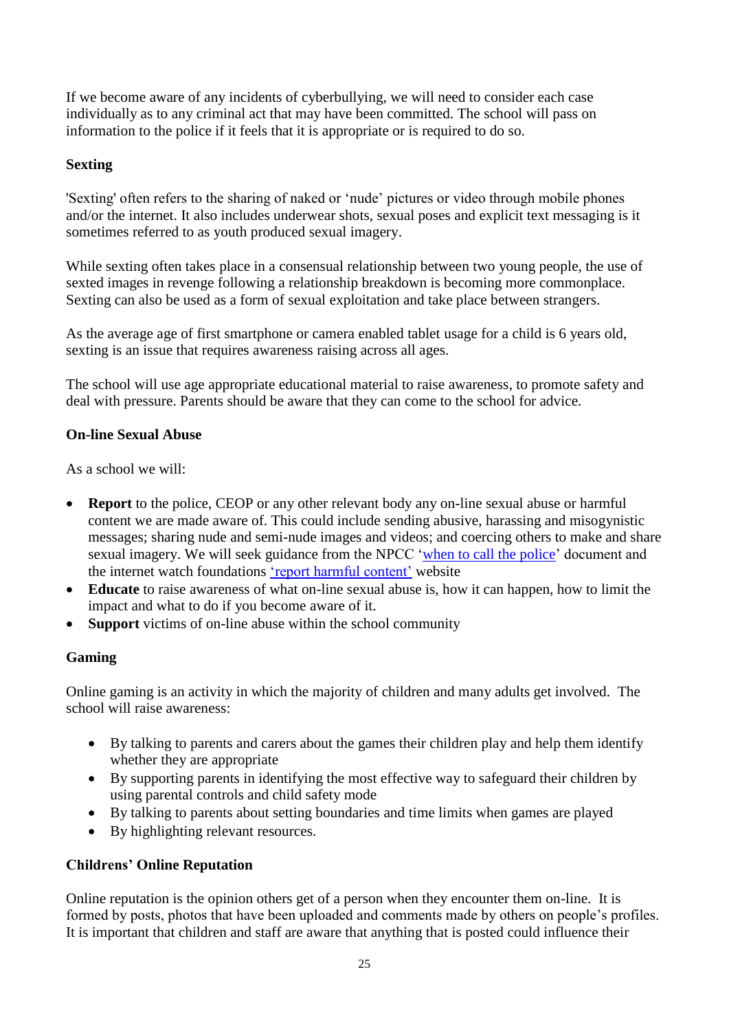If we become aware of any incidents of cyberbullying, we will need to consider each case individually as to any criminal act that may have been committed. The school will pass on information to the police if it feels that it is appropriate or is required to do so.

### Sexting

'Sexting' often refers to the sharing of naked or 'nude' pictures or video through mobile phones and/or the internet. It also includes underwear shots, sexual poses and explicit text messaging is it sometimes referred to as youth produced sexual imagery.

While sexting often takes place in a consensual relationship between two young people, the use of sexted images in revenge following a relationship breakdown is becoming more commonplace. Sexting can also be used as a form of sexual exploitation and take place between strangers.

As the average age of first smartphone or camera enabled tablet usage for a child is 6 years old, sexting is an issue that requires awareness raising across all ages.

The school will use age appropriate educational material to raise awareness, to promote safety and deal with pressure. Parents should be aware that they can come to the school for advice.

### On-line Sexual Abuse

As a school we will:

- **Report** to the police, CEOP or any other relevant body any on-line sexual abuse or harmful content we are made aware of. This could include sending abusive, harassing and misogynistic messages; sharing nude and semi-nude images and videos; and coercing others to make and share sexual imagery. We will seek guidance from the NPCC 'when to call the police' document and the internet watch foundations 'report harmful content' website
- **Educate** to raise awareness of what on-line sexual abuse is, how it can happen, how to limit the impact and what to do if you become aware of it.
- **Support** victims of on-line abuse within the school community

### Gaming

Online gaming is an activity in which the majority of children and many adults get involved. The school will raise awareness:

- By talking to parents and carers about the games their children play and help them identify whether they are appropriate
- By supporting parents in identifying the most effective way to safeguard their children by using parental controls and child safety mode
- By talking to parents about setting boundaries and time limits when games are played
- By highlighting relevant resources.

### Childrens' Online Reputation

Online reputation is the opinion others get of a person when they encounter them on-line. It is formed by posts, photos that have been uploaded and comments made by others on people's profiles. It is important that children and staff are aware that anything that is posted could influence their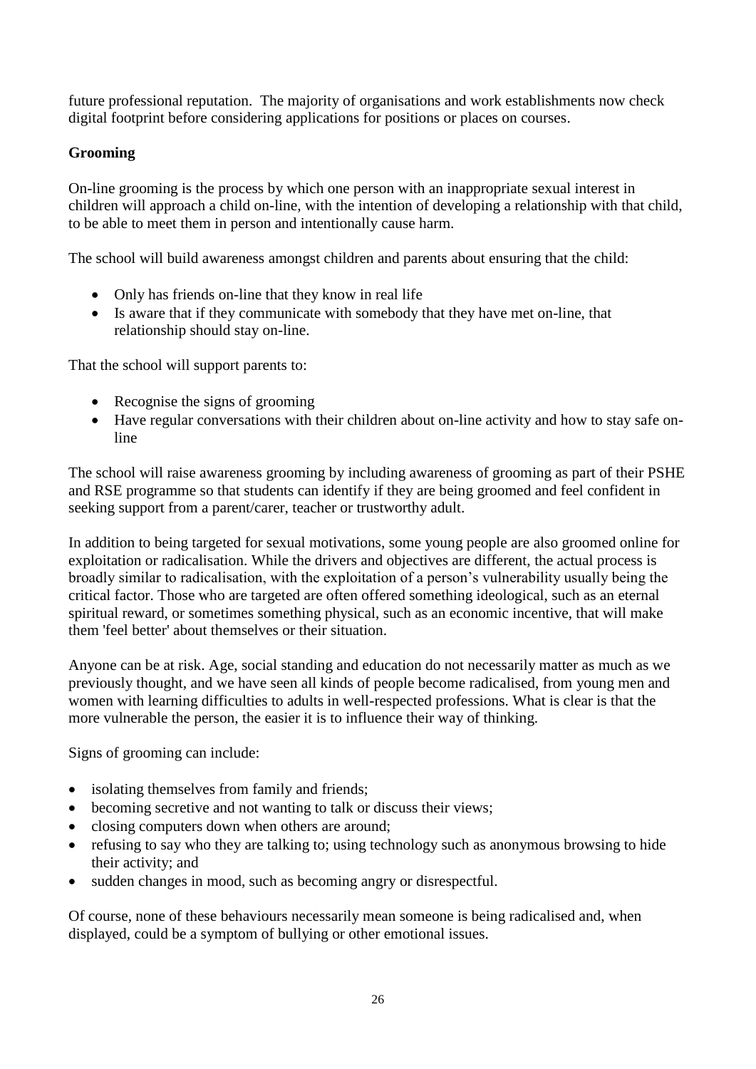future professional reputation. The majority of organisations and work establishments now check digital footprint before considering applications for positions or places on courses.

**Grooming**

On-line grooming is the process by which one person with an inappropriate sexual interest in children will approach a child on-line, with the intention of developing a relationship with that child, to be able to meet them in person and intentionally cause harm.

The school will build awareness amongst children and parents about ensuring that the child:

- Only has friends on-line that they know in real life
- Is aware that if they communicate with somebody that they have met on-line, that relationship should stay on-line.

That the school will support parents to:

- Recognise the signs of grooming
- Have regular conversations with their children about on-line activity and how to stay safe on-line

The school will raise awareness grooming by including awareness of grooming as part of their PSHE and RSE programme so that students can identify if they are being groomed and feel confident in seeking support from a parent/carer, teacher or trustworthy adult.

In addition to being targeted for sexual motivations, some young people are also groomed online for exploitation or radicalisation. While the drivers and objectives are different, the actual process is broadly similar to radicalisation, with the exploitation of a person's vulnerability usually being the critical factor. Those who are targeted are often offered something ideological, such as an eternal spiritual reward, or sometimes something physical, such as an economic incentive, that will make them 'feel better' about themselves or their situation.

Anyone can be at risk. Age, social standing and education do not necessarily matter as much as we previously thought, and we have seen all kinds of people become radicalised, from young men and women with learning difficulties to adults in well-respected professions. What is clear is that the more vulnerable the person, the easier it is to influence their way of thinking.

Signs of grooming can include:

- isolating themselves from family and friends;
- becoming secretive and not wanting to talk or discuss their views;
- closing computers down when others are around;
- refusing to say who they are talking to; using technology such as anonymous browsing to hide their activity; and
- sudden changes in mood, such as becoming angry or disrespectful.

Of course, none of these behaviours necessarily mean someone is being radicalised and, when displayed, could be a symptom of bullying or other emotional issues.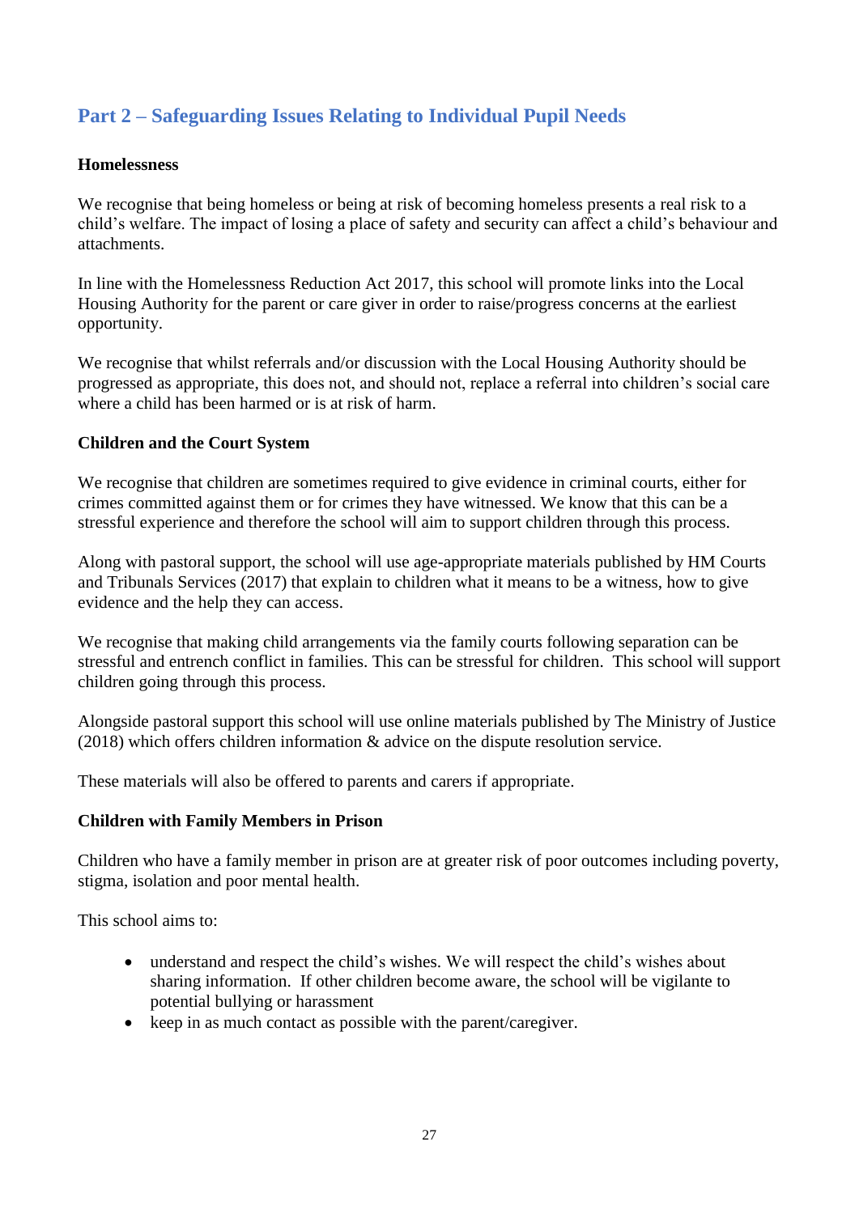## Part 2 – Safeguarding Issues Relating to Individual Pupil Needs

**Homelessness**

We recognise that being homeless or being at risk of becoming homeless presents a real risk to a child's welfare. The impact of losing a place of safety and security can affect a child's behaviour and attachments.

In line with the Homelessness Reduction Act 2017, this school will promote links into the Local Housing Authority for the parent or care giver in order to raise/progress concerns at the earliest opportunity.

We recognise that whilst referrals and/or discussion with the Local Housing Authority should be progressed as appropriate, this does not, and should not, replace a referral into children's social care where a child has been harmed or is at risk of harm.

**Children and the Court System**

We recognise that children are sometimes required to give evidence in criminal courts, either for crimes committed against them or for crimes they have witnessed. We know that this can be a stressful experience and therefore the school will aim to support children through this process.

Along with pastoral support, the school will use age-appropriate materials published by HM Courts and Tribunals Services (2017) that explain to children what it means to be a witness, how to give evidence and the help they can access.

We recognise that making child arrangements via the family courts following separation can be stressful and entrench conflict in families. This can be stressful for children. This school will support children going through this process.

Alongside pastoral support this school will use online materials published by The Ministry of Justice (2018) which offers children information & advice on the dispute resolution service.

These materials will also be offered to parents and carers if appropriate.

**Children with Family Members in Prison**

Children who have a family member in prison are at greater risk of poor outcomes including poverty, stigma, isolation and poor mental health.

This school aims to:

- understand and respect the child's wishes. We will respect the child's wishes about sharing information. If other children become aware, the school will be vigilante to potential bullying or harassment
- keep in as much contact as possible with the parent/caregiver.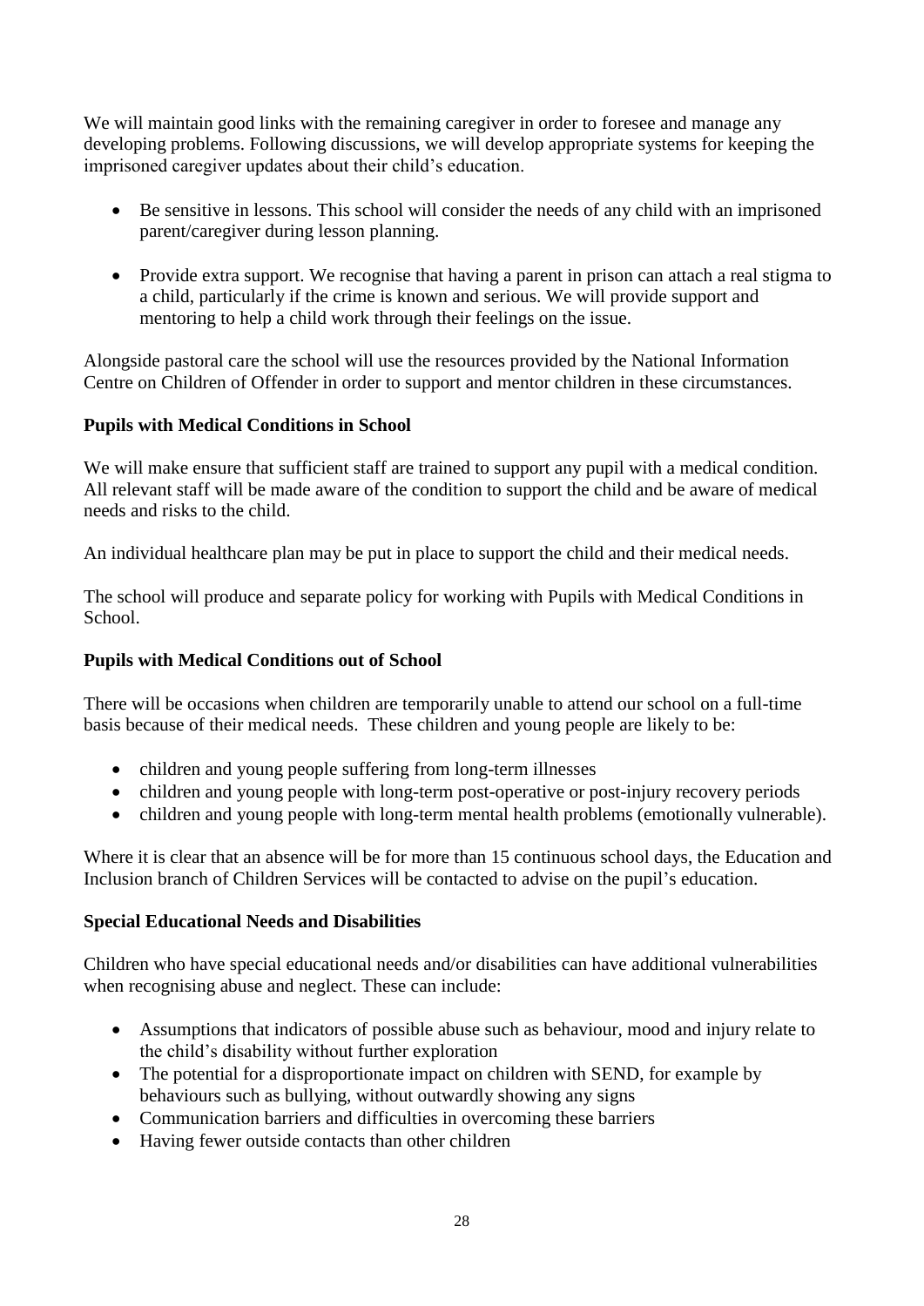We will maintain good links with the remaining caregiver in order to foresee and manage any developing problems. Following discussions, we will develop appropriate systems for keeping the imprisoned caregiver updates about their child's education.

- Be sensitive in lessons. This school will consider the needs of any child with an imprisoned parent/caregiver during lesson planning.
- Provide extra support. We recognise that having a parent in prison can attach a real stigma to a child, particularly if the crime is known and serious. We will provide support and mentoring to help a child work through their feelings on the issue.

Alongside pastoral care the school will use the resources provided by the National Information Centre on Children of Offender in order to support and mentor children in these circumstances.

**Pupils with Medical Conditions in School**

We will make ensure that sufficient staff are trained to support any pupil with a medical condition. All relevant staff will be made aware of the condition to support the child and be aware of medical needs and risks to the child.

An individual healthcare plan may be put in place to support the child and their medical needs.

The school will produce and separate policy for working with Pupils with Medical Conditions in School.

**Pupils with Medical Conditions out of School**

There will be occasions when children are temporarily unable to attend our school on a full-time basis because of their medical needs. These children and young people are likely to be:

- children and young people suffering from long-term illnesses
- children and young people with long-term post-operative or post-injury recovery periods
- children and young people with long-term mental health problems (emotionally vulnerable).

Where it is clear that an absence will be for more than 15 continuous school days, the Education and Inclusion branch of Children Services will be contacted to advise on the pupil's education.

**Special Educational Needs and Disabilities**

Children who have special educational needs and/or disabilities can have additional vulnerabilities when recognising abuse and neglect. These can include:

- Assumptions that indicators of possible abuse such as behaviour, mood and injury relate to the child's disability without further exploration
- The potential for a disproportionate impact on children with SEND, for example by behaviours such as bullying, without outwardly showing any signs
- Communication barriers and difficulties in overcoming these barriers
- Having fewer outside contacts than other children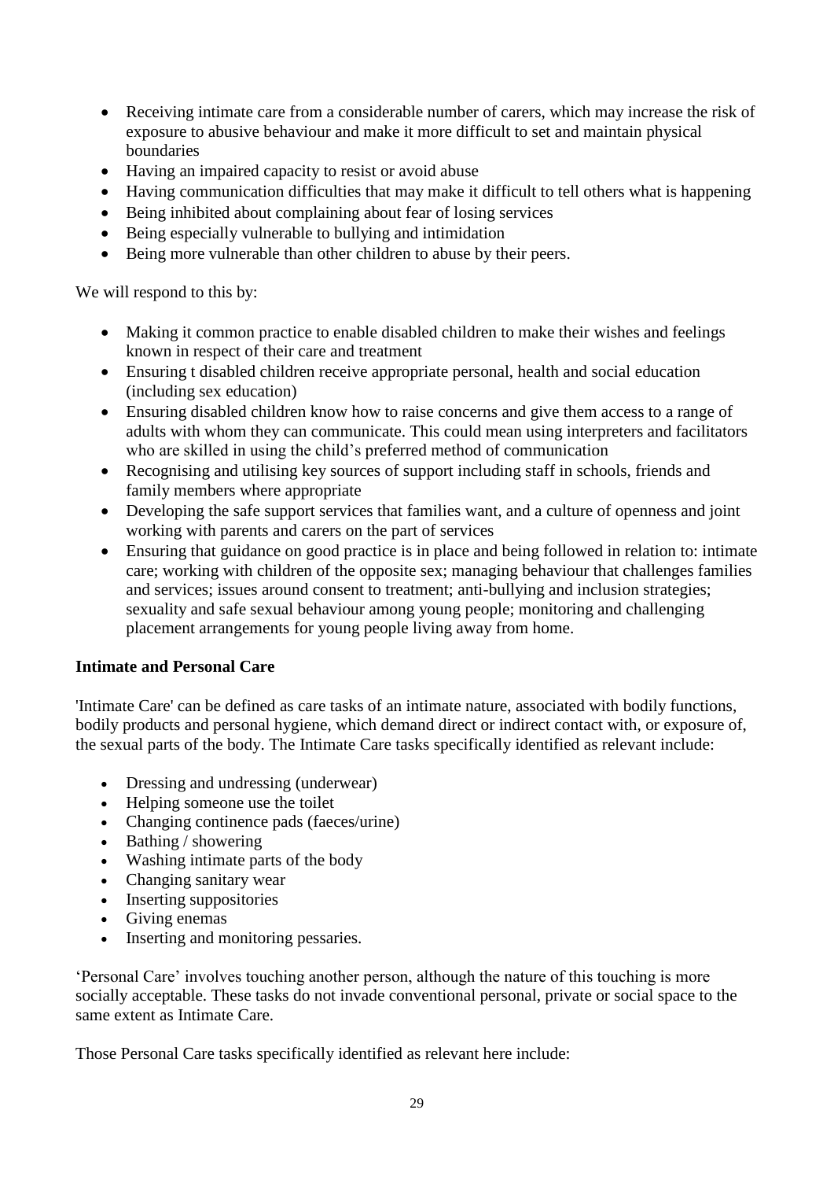- Receiving intimate care from a considerable number of carers, which may increase the risk of exposure to abusive behaviour and make it more difficult to set and maintain physical boundaries
- Having an impaired capacity to resist or avoid abuse
- Having communication difficulties that may make it difficult to tell others what is happening
- Being inhibited about complaining about fear of losing services
- Being especially vulnerable to bullying and intimidation
- Being more vulnerable than other children to abuse by their peers.

We will respond to this by:

- Making it common practice to enable disabled children to make their wishes and feelings known in respect of their care and treatment
- Ensuring t disabled children receive appropriate personal, health and social education (including sex education)
- Ensuring disabled children know how to raise concerns and give them access to a range of adults with whom they can communicate. This could mean using interpreters and facilitators who are skilled in using the child's preferred method of communication
- Recognising and utilising key sources of support including staff in schools, friends and family members where appropriate
- Developing the safe support services that families want, and a culture of openness and joint working with parents and carers on the part of services
- Ensuring that guidance on good practice is in place and being followed in relation to: intimate care; working with children of the opposite sex; managing behaviour that challenges families and services; issues around consent to treatment; anti-bullying and inclusion strategies; sexuality and safe sexual behaviour among young people; monitoring and challenging placement arrangements for young people living away from home.

**Intimate and Personal Care**

'Intimate Care' can be defined as care tasks of an intimate nature, associated with bodily functions, bodily products and personal hygiene, which demand direct or indirect contact with, or exposure of, the sexual parts of the body. The Intimate Care tasks specifically identified as relevant include:

- Dressing and undressing (underwear)
- Helping someone use the toilet
- Changing continence pads (faeces/urine)
- Bathing / showering
- Washing intimate parts of the body
- Changing sanitary wear
- Inserting suppositories
- Giving enemas
- Inserting and monitoring pessaries.

'Personal Care' involves touching another person, although the nature of this touching is more socially acceptable. These tasks do not invade conventional personal, private or social space to the same extent as Intimate Care.

Those Personal Care tasks specifically identified as relevant here include: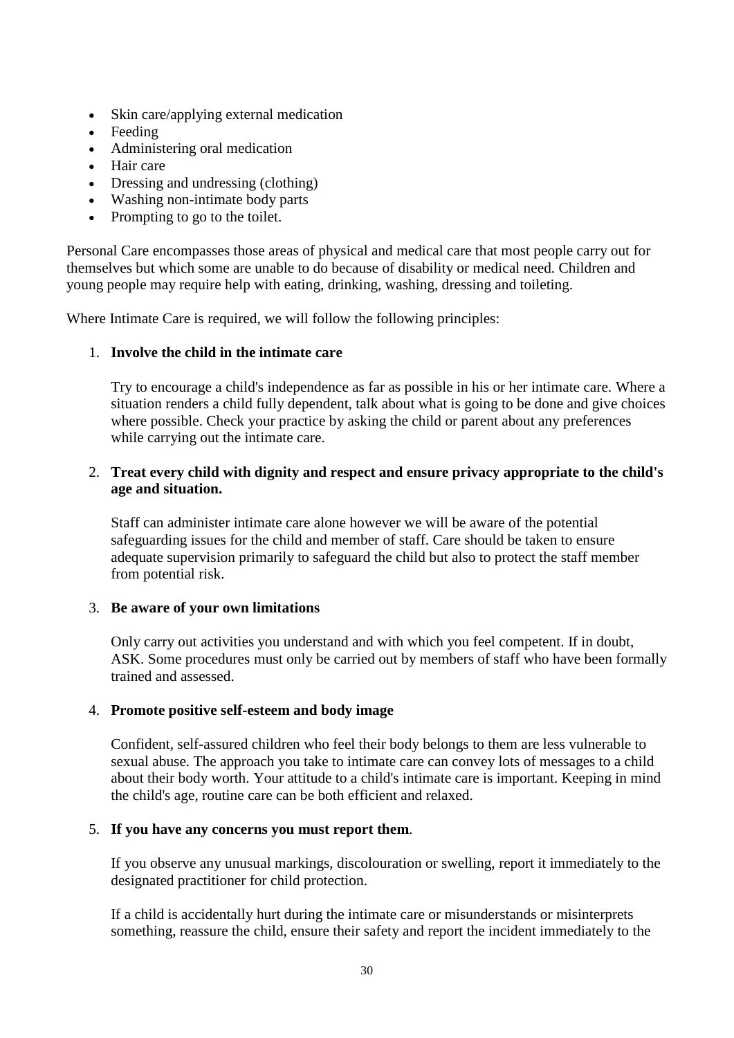- Skin care/applying external medication
- Feeding
- Administering oral medication
- Hair care
- Dressing and undressing (clothing)
- Washing non-intimate body parts
- Prompting to go to the toilet.

Personal Care encompasses those areas of physical and medical care that most people carry out for themselves but which some are unable to do because of disability or medical need. Children and young people may require help with eating, drinking, washing, dressing and toileting.

Where Intimate Care is required, we will follow the following principles:

1. **Involve the child in the intimate care**

   Try to encourage a child's independence as far as possible in his or her intimate care. Where a situation renders a child fully dependent, talk about what is going to be done and give choices where possible. Check your practice by asking the child or parent about any preferences while carrying out the intimate care.

2. **Treat every child with dignity and respect and ensure privacy appropriate to the child's age and situation.**

   Staff can administer intimate care alone however we will be aware of the potential safeguarding issues for the child and member of staff. Care should be taken to ensure adequate supervision primarily to safeguard the child but also to protect the staff member from potential risk.

3. **Be aware of your own limitations**

   Only carry out activities you understand and with which you feel competent. If in doubt, ASK. Some procedures must only be carried out by members of staff who have been formally trained and assessed.

4. **Promote positive self-esteem and body image**

   Confident, self-assured children who feel their body belongs to them are less vulnerable to sexual abuse. The approach you take to intimate care can convey lots of messages to a child about their body worth. Your attitude to a child's intimate care is important. Keeping in mind the child's age, routine care can be both efficient and relaxed.

5. **If you have any concerns you must report them**.

   If you observe any unusual markings, discolouration or swelling, report it immediately to the designated practitioner for child protection.

   If a child is accidentally hurt during the intimate care or misunderstands or misinterprets something, reassure the child, ensure their safety and report the incident immediately to the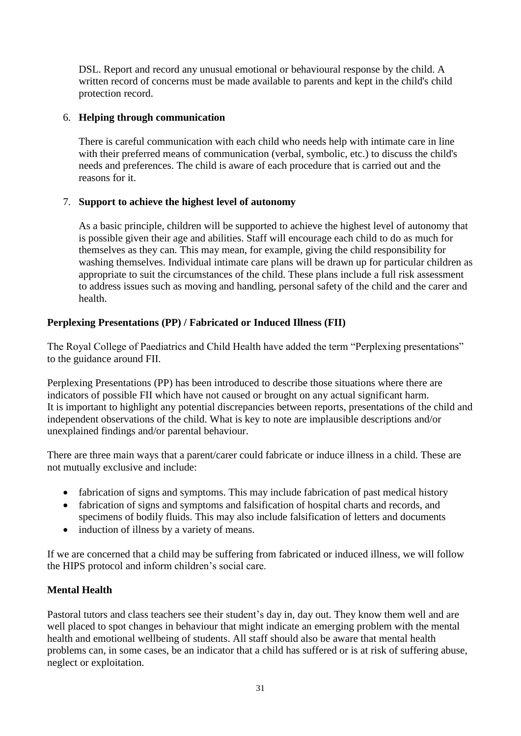DSL. Report and record any unusual emotional or behavioural response by the child. A written record of concerns must be made available to parents and kept in the child's child protection record.

6. **Helping through communication**

   There is careful communication with each child who needs help with intimate care in line with their preferred means of communication (verbal, symbolic, etc.) to discuss the child's needs and preferences. The child is aware of each procedure that is carried out and the reasons for it.

7. **Support to achieve the highest level of autonomy**

   As a basic principle, children will be supported to achieve the highest level of autonomy that is possible given their age and abilities. Staff will encourage each child to do as much for themselves as they can. This may mean, for example, giving the child responsibility for washing themselves. Individual intimate care plans will be drawn up for particular children as appropriate to suit the circumstances of the child. These plans include a full risk assessment to address issues such as moving and handling, personal safety of the child and the carer and health.

**Perplexing Presentations (PP) / Fabricated or Induced Illness (FII)**

The Royal College of Paediatrics and Child Health have added the term "Perplexing presentations" to the guidance around FII.

Perplexing Presentations (PP) has been introduced to describe those situations where there are indicators of possible FII which have not caused or brought on any actual significant harm. It is important to highlight any potential discrepancies between reports, presentations of the child and independent observations of the child. What is key to note are implausible descriptions and/or unexplained findings and/or parental behaviour.

There are three main ways that a parent/carer could fabricate or induce illness in a child. These are not mutually exclusive and include:

- fabrication of signs and symptoms. This may include fabrication of past medical history
- fabrication of signs and symptoms and falsification of hospital charts and records, and specimens of bodily fluids. This may also include falsification of letters and documents
- induction of illness by a variety of means.

If we are concerned that a child may be suffering from fabricated or induced illness, we will follow the HIPS protocol and inform children's social care.

**Mental Health**

Pastoral tutors and class teachers see their student's day in, day out. They know them well and are well placed to spot changes in behaviour that might indicate an emerging problem with the mental health and emotional wellbeing of students. All staff should also be aware that mental health problems can, in some cases, be an indicator that a child has suffered or is at risk of suffering abuse, neglect or exploitation.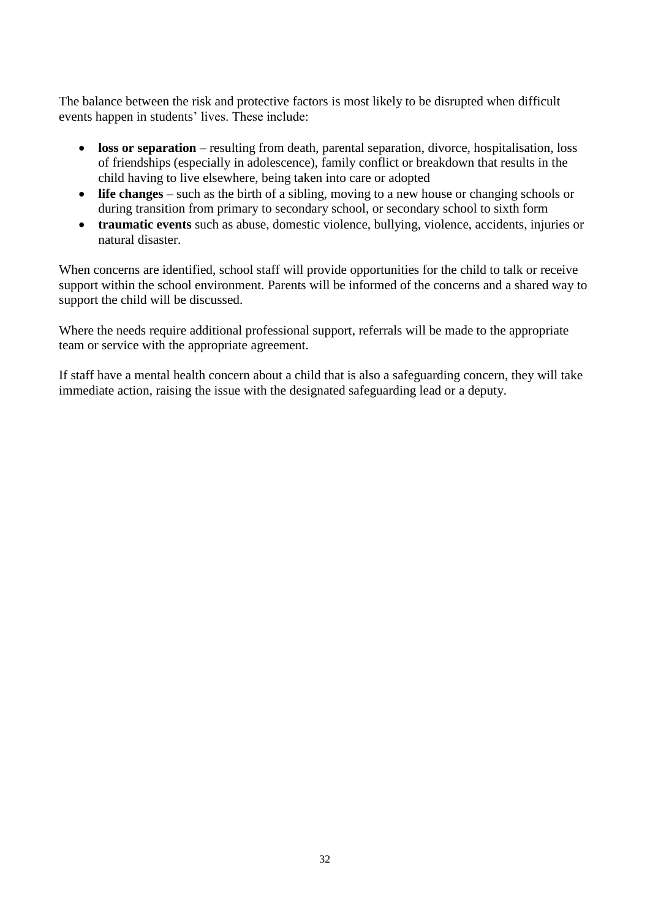The balance between the risk and protective factors is most likely to be disrupted when difficult events happen in students' lives. These include:

- **loss or separation** – resulting from death, parental separation, divorce, hospitalisation, loss of friendships (especially in adolescence), family conflict or breakdown that results in the child having to live elsewhere, being taken into care or adopted
- **life changes** – such as the birth of a sibling, moving to a new house or changing schools or during transition from primary to secondary school, or secondary school to sixth form
- **traumatic events** such as abuse, domestic violence, bullying, violence, accidents, injuries or natural disaster.

When concerns are identified, school staff will provide opportunities for the child to talk or receive support within the school environment. Parents will be informed of the concerns and a shared way to support the child will be discussed.

Where the needs require additional professional support, referrals will be made to the appropriate team or service with the appropriate agreement.

If staff have a mental health concern about a child that is also a safeguarding concern, they will take immediate action, raising the issue with the designated safeguarding lead or a deputy.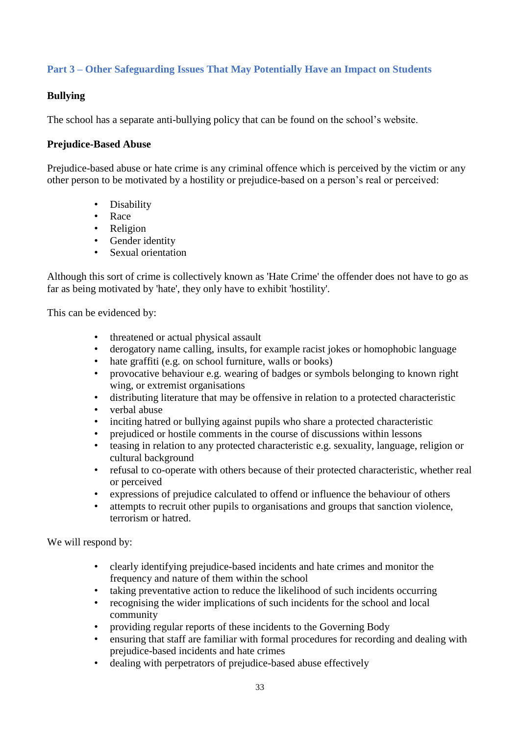## Part 3 – Other Safeguarding Issues That May Potentially Have an Impact on Students

### Bullying

The school has a separate anti-bullying policy that can be found on the school's website.

### Prejudice-Based Abuse

Prejudice-based abuse or hate crime is any criminal offence which is perceived by the victim or any other person to be motivated by a hostility or prejudice-based on a person's real or perceived:

- Disability
- Race
- Religion
- Gender identity
- Sexual orientation

Although this sort of crime is collectively known as 'Hate Crime' the offender does not have to go as far as being motivated by 'hate', they only have to exhibit 'hostility'.

This can be evidenced by:

- threatened or actual physical assault
- derogatory name calling, insults, for example racist jokes or homophobic language
- hate graffiti (e.g. on school furniture, walls or books)
- provocative behaviour e.g. wearing of badges or symbols belonging to known right wing, or extremist organisations
- distributing literature that may be offensive in relation to a protected characteristic
- verbal abuse
- inciting hatred or bullying against pupils who share a protected characteristic
- prejudiced or hostile comments in the course of discussions within lessons
- teasing in relation to any protected characteristic e.g. sexuality, language, religion or cultural background
- refusal to co-operate with others because of their protected characteristic, whether real or perceived
- expressions of prejudice calculated to offend or influence the behaviour of others
- attempts to recruit other pupils to organisations and groups that sanction violence, terrorism or hatred.

We will respond by:

- clearly identifying prejudice-based incidents and hate crimes and monitor the frequency and nature of them within the school
- taking preventative action to reduce the likelihood of such incidents occurring
- recognising the wider implications of such incidents for the school and local community
- providing regular reports of these incidents to the Governing Body
- ensuring that staff are familiar with formal procedures for recording and dealing with prejudice-based incidents and hate crimes
- dealing with perpetrators of prejudice-based abuse effectively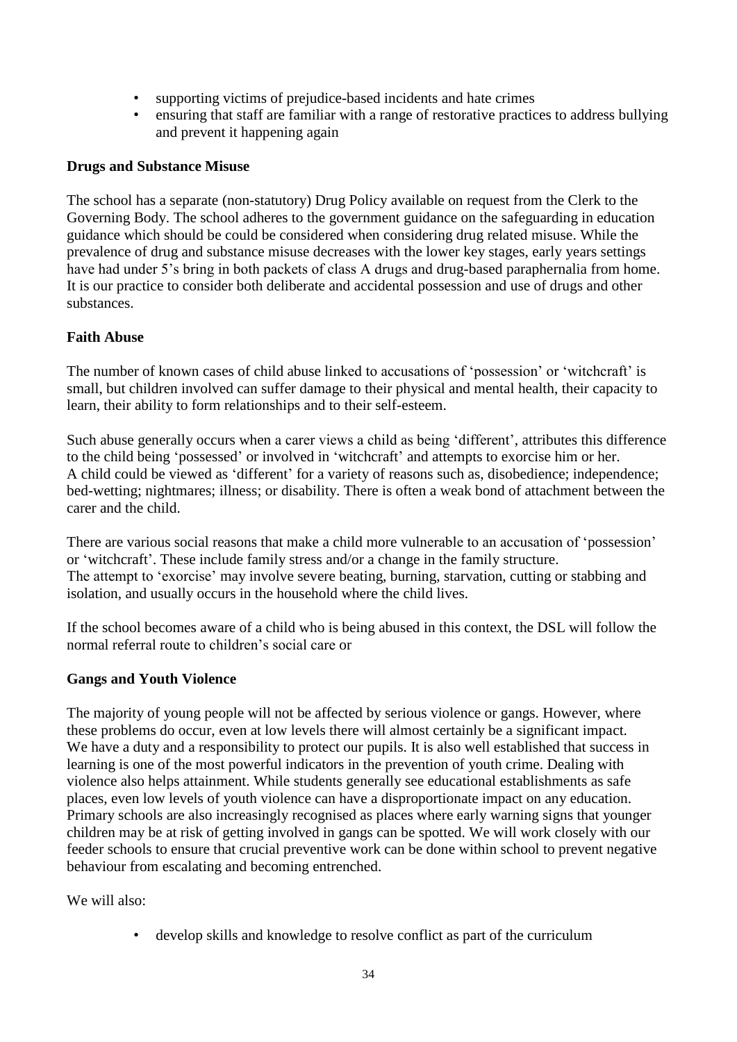- supporting victims of prejudice-based incidents and hate crimes
- ensuring that staff are familiar with a range of restorative practices to address bullying and prevent it happening again

**Drugs and Substance Misuse**

The school has a separate (non-statutory) Drug Policy available on request from the Clerk to the Governing Body. The school adheres to the government guidance on the safeguarding in education guidance which should be could be considered when considering drug related misuse. While the prevalence of drug and substance misuse decreases with the lower key stages, early years settings have had under 5's bring in both packets of class A drugs and drug-based paraphernalia from home. It is our practice to consider both deliberate and accidental possession and use of drugs and other substances.

**Faith Abuse**

The number of known cases of child abuse linked to accusations of 'possession' or 'witchcraft' is small, but children involved can suffer damage to their physical and mental health, their capacity to learn, their ability to form relationships and to their self-esteem.

Such abuse generally occurs when a carer views a child as being 'different', attributes this difference to the child being 'possessed' or involved in 'witchcraft' and attempts to exorcise him or her. A child could be viewed as 'different' for a variety of reasons such as, disobedience; independence; bed-wetting; nightmares; illness; or disability. There is often a weak bond of attachment between the carer and the child.

There are various social reasons that make a child more vulnerable to an accusation of 'possession' or 'witchcraft'. These include family stress and/or a change in the family structure. The attempt to 'exorcise' may involve severe beating, burning, starvation, cutting or stabbing and isolation, and usually occurs in the household where the child lives.

If the school becomes aware of a child who is being abused in this context, the DSL will follow the normal referral route to children's social care or

**Gangs and Youth Violence**

The majority of young people will not be affected by serious violence or gangs. However, where these problems do occur, even at low levels there will almost certainly be a significant impact. We have a duty and a responsibility to protect our pupils. It is also well established that success in learning is one of the most powerful indicators in the prevention of youth crime. Dealing with violence also helps attainment. While students generally see educational establishments as safe places, even low levels of youth violence can have a disproportionate impact on any education. Primary schools are also increasingly recognised as places where early warning signs that younger children may be at risk of getting involved in gangs can be spotted. We will work closely with our feeder schools to ensure that crucial preventive work can be done within school to prevent negative behaviour from escalating and becoming entrenched.

We will also:

- develop skills and knowledge to resolve conflict as part of the curriculum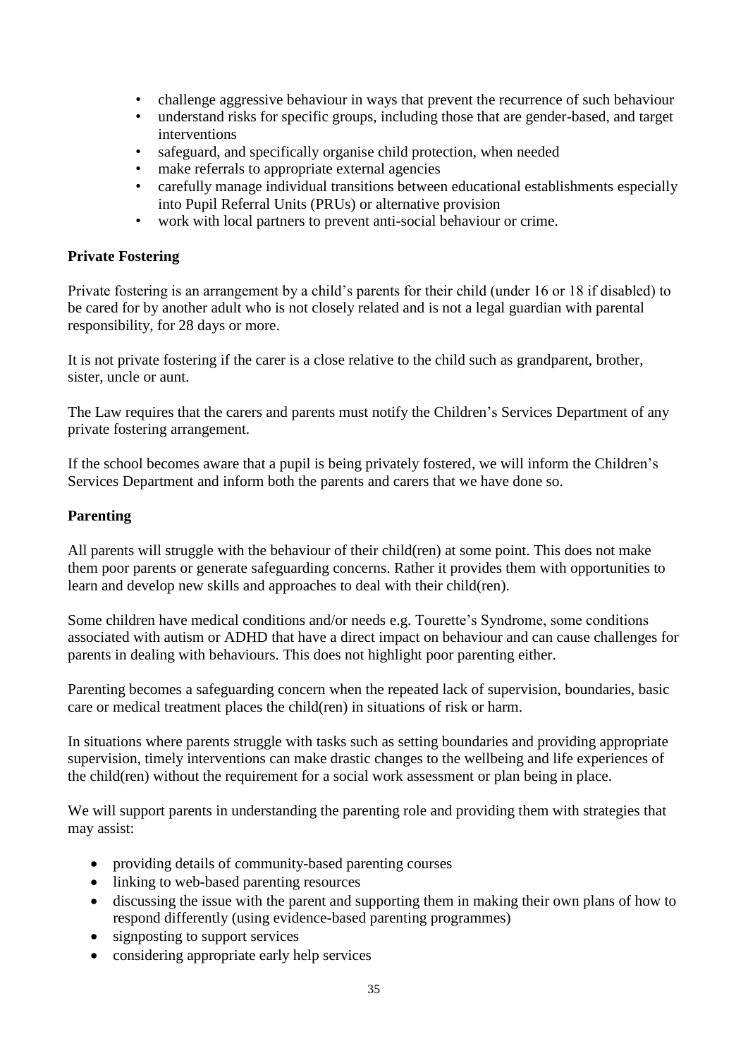- challenge aggressive behaviour in ways that prevent the recurrence of such behaviour
- understand risks for specific groups, including those that are gender-based, and target interventions
- safeguard, and specifically organise child protection, when needed
- make referrals to appropriate external agencies
- carefully manage individual transitions between educational establishments especially into Pupil Referral Units (PRUs) or alternative provision
- work with local partners to prevent anti-social behaviour or crime.

**Private Fostering**

Private fostering is an arrangement by a child's parents for their child (under 16 or 18 if disabled) to be cared for by another adult who is not closely related and is not a legal guardian with parental responsibility, for 28 days or more.

It is not private fostering if the carer is a close relative to the child such as grandparent, brother, sister, uncle or aunt.

The Law requires that the carers and parents must notify the Children's Services Department of any private fostering arrangement.

If the school becomes aware that a pupil is being privately fostered, we will inform the Children's Services Department and inform both the parents and carers that we have done so.

**Parenting**

All parents will struggle with the behaviour of their child(ren) at some point. This does not make them poor parents or generate safeguarding concerns. Rather it provides them with opportunities to learn and develop new skills and approaches to deal with their child(ren).

Some children have medical conditions and/or needs e.g. Tourette's Syndrome, some conditions associated with autism or ADHD that have a direct impact on behaviour and can cause challenges for parents in dealing with behaviours. This does not highlight poor parenting either.

Parenting becomes a safeguarding concern when the repeated lack of supervision, boundaries, basic care or medical treatment places the child(ren) in situations of risk or harm.

In situations where parents struggle with tasks such as setting boundaries and providing appropriate supervision, timely interventions can make drastic changes to the wellbeing and life experiences of the child(ren) without the requirement for a social work assessment or plan being in place.

We will support parents in understanding the parenting role and providing them with strategies that may assist:

- providing details of community-based parenting courses
- linking to web-based parenting resources
- discussing the issue with the parent and supporting them in making their own plans of how to respond differently (using evidence-based parenting programmes)
- signposting to support services
- considering appropriate early help services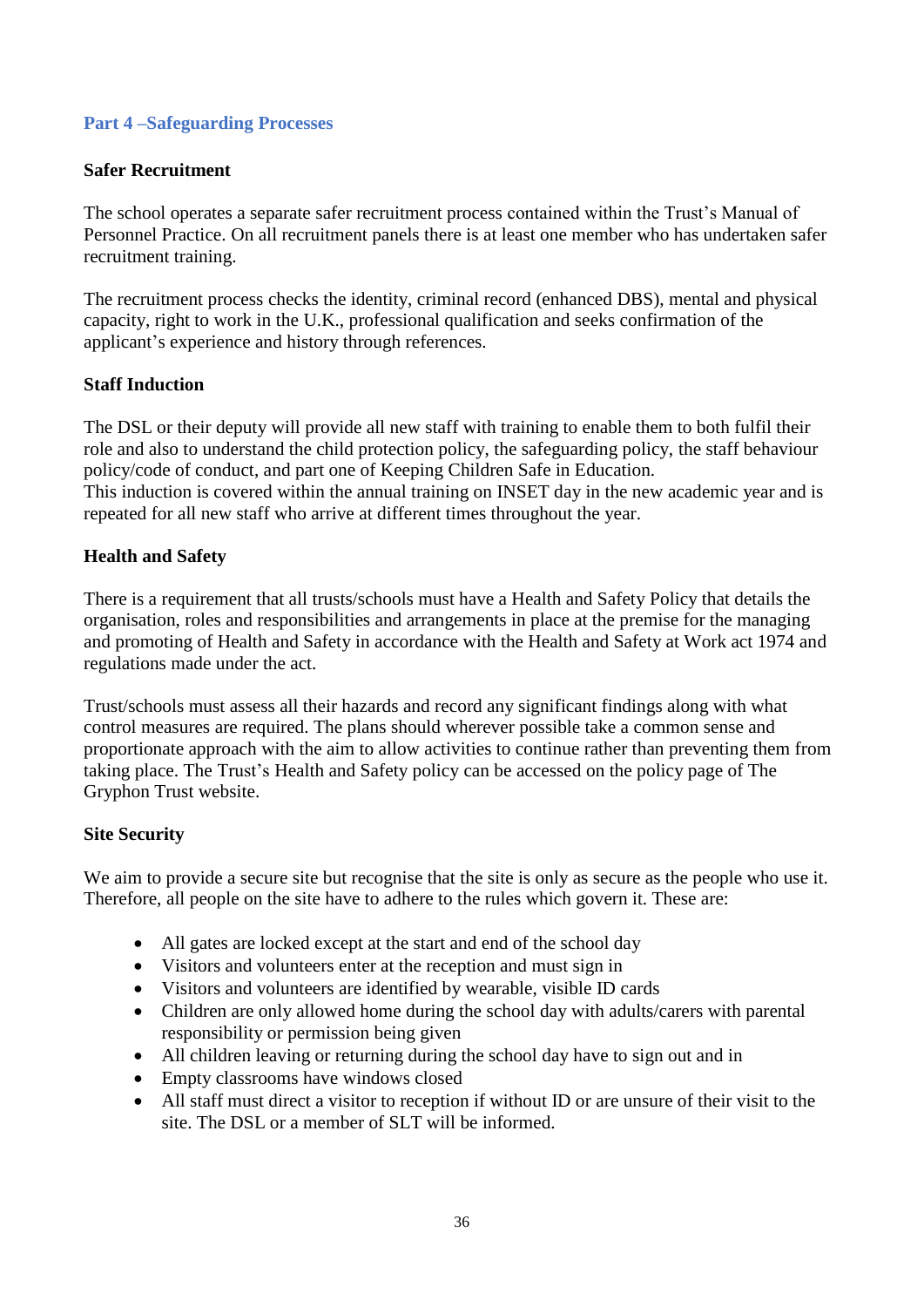## Part 4 –Safeguarding Processes

### Safer Recruitment

The school operates a separate safer recruitment process contained within the Trust's Manual of Personnel Practice. On all recruitment panels there is at least one member who has undertaken safer recruitment training.

The recruitment process checks the identity, criminal record (enhanced DBS), mental and physical capacity, right to work in the U.K., professional qualification and seeks confirmation of the applicant's experience and history through references.

### Staff Induction

The DSL or their deputy will provide all new staff with training to enable them to both fulfil their role and also to understand the child protection policy, the safeguarding policy, the staff behaviour policy/code of conduct, and part one of Keeping Children Safe in Education.
This induction is covered within the annual training on INSET day in the new academic year and is repeated for all new staff who arrive at different times throughout the year.

### Health and Safety

There is a requirement that all trusts/schools must have a Health and Safety Policy that details the organisation, roles and responsibilities and arrangements in place at the premise for the managing and promoting of Health and Safety in accordance with the Health and Safety at Work act 1974 and regulations made under the act.

Trust/schools must assess all their hazards and record any significant findings along with what control measures are required. The plans should wherever possible take a common sense and proportionate approach with the aim to allow activities to continue rather than preventing them from taking place. The Trust's Health and Safety policy can be accessed on the policy page of The Gryphon Trust website.

### Site Security

We aim to provide a secure site but recognise that the site is only as secure as the people who use it. Therefore, all people on the site have to adhere to the rules which govern it. These are:

- All gates are locked except at the start and end of the school day
- Visitors and volunteers enter at the reception and must sign in
- Visitors and volunteers are identified by wearable, visible ID cards
- Children are only allowed home during the school day with adults/carers with parental responsibility or permission being given
- All children leaving or returning during the school day have to sign out and in
- Empty classrooms have windows closed
- All staff must direct a visitor to reception if without ID or are unsure of their visit to the site. The DSL or a member of SLT will be informed.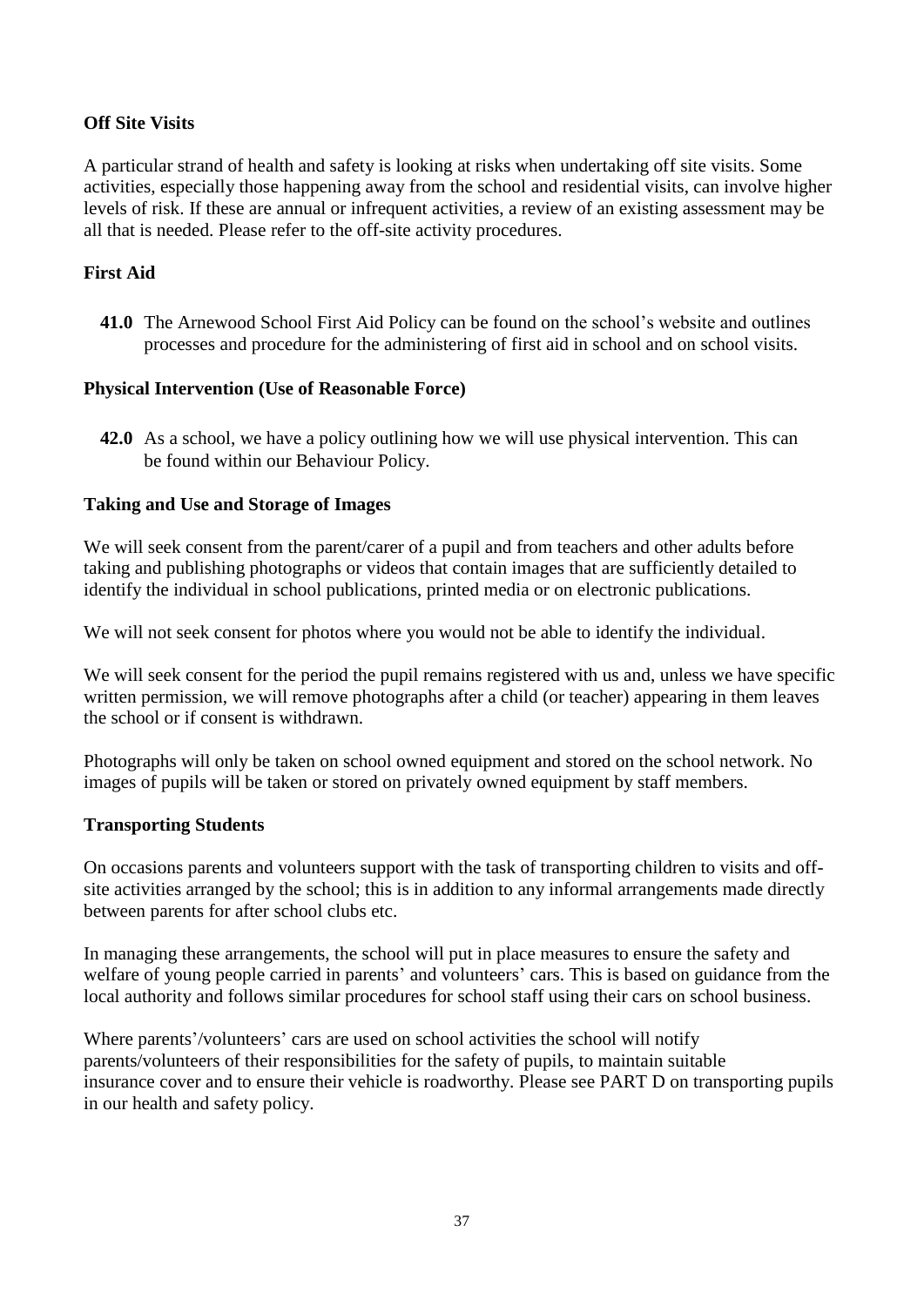**Off Site Visits**

A particular strand of health and safety is looking at risks when undertaking off site visits. Some activities, especially those happening away from the school and residential visits, can involve higher levels of risk. If these are annual or infrequent activities, a review of an existing assessment may be all that is needed. Please refer to the off-site activity procedures.

**First Aid**

**41.0** The Arnewood School First Aid Policy can be found on the school's website and outlines processes and procedure for the administering of first aid in school and on school visits.

**Physical Intervention (Use of Reasonable Force)**

**42.0** As a school, we have a policy outlining how we will use physical intervention. This can be found within our Behaviour Policy.

**Taking and Use and Storage of Images**

We will seek consent from the parent/carer of a pupil and from teachers and other adults before taking and publishing photographs or videos that contain images that are sufficiently detailed to identify the individual in school publications, printed media or on electronic publications.

We will not seek consent for photos where you would not be able to identify the individual.

We will seek consent for the period the pupil remains registered with us and, unless we have specific written permission, we will remove photographs after a child (or teacher) appearing in them leaves the school or if consent is withdrawn.

Photographs will only be taken on school owned equipment and stored on the school network. No images of pupils will be taken or stored on privately owned equipment by staff members.

**Transporting Students**

On occasions parents and volunteers support with the task of transporting children to visits and off-site activities arranged by the school; this is in addition to any informal arrangements made directly between parents for after school clubs etc.

In managing these arrangements, the school will put in place measures to ensure the safety and welfare of young people carried in parents' and volunteers' cars. This is based on guidance from the local authority and follows similar procedures for school staff using their cars on school business.

Where parents'/volunteers' cars are used on school activities the school will notify parents/volunteers of their responsibilities for the safety of pupils, to maintain suitable insurance cover and to ensure their vehicle is roadworthy. Please see PART D on transporting pupils in our health and safety policy.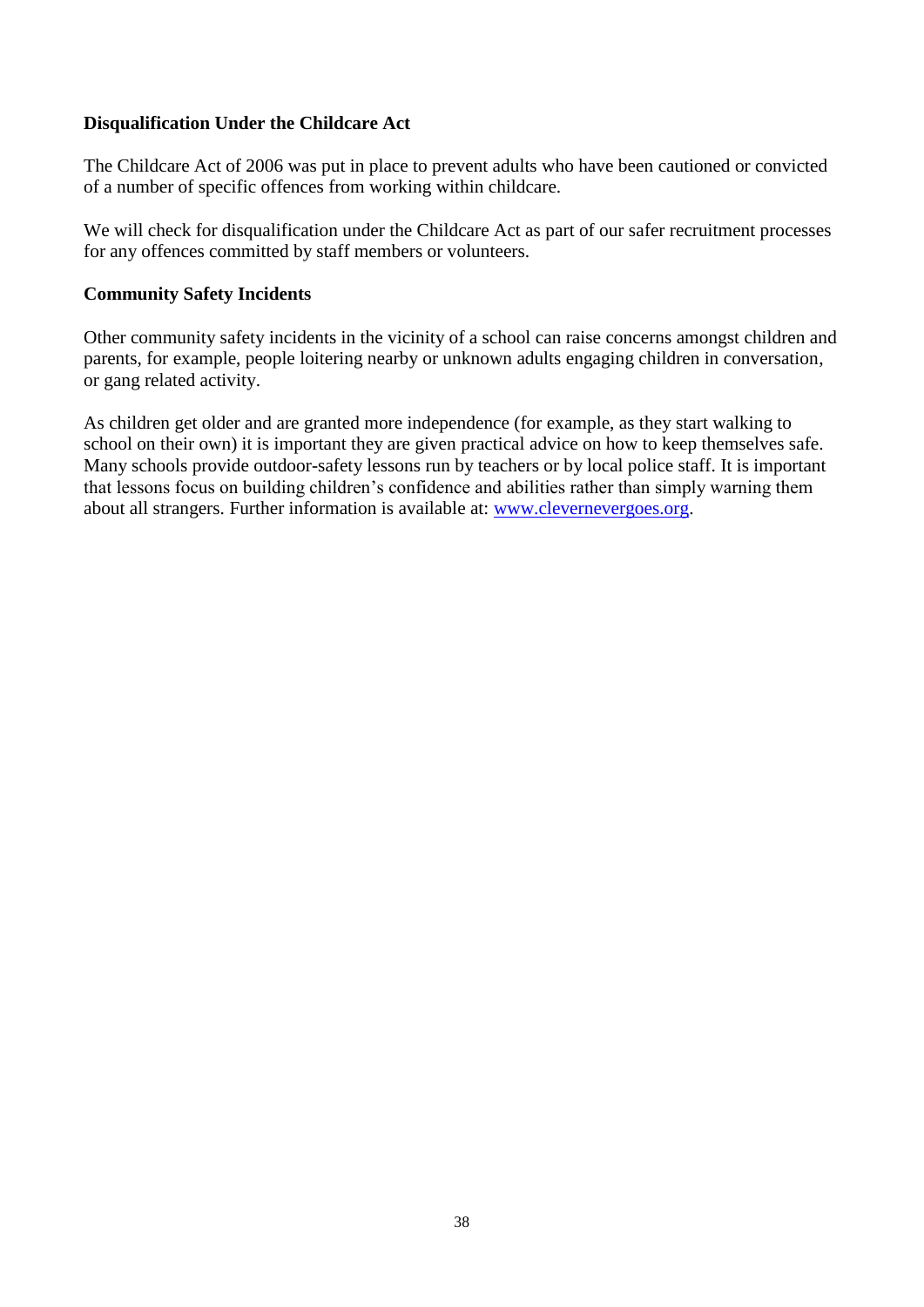**Disqualification Under the Childcare Act**

The Childcare Act of 2006 was put in place to prevent adults who have been cautioned or convicted of a number of specific offences from working within childcare.

We will check for disqualification under the Childcare Act as part of our safer recruitment processes for any offences committed by staff members or volunteers.

**Community Safety Incidents**

Other community safety incidents in the vicinity of a school can raise concerns amongst children and parents, for example, people loitering nearby or unknown adults engaging children in conversation, or gang related activity.

As children get older and are granted more independence (for example, as they start walking to school on their own) it is important they are given practical advice on how to keep themselves safe. Many schools provide outdoor-safety lessons run by teachers or by local police staff. It is important that lessons focus on building children's confidence and abilities rather than simply warning them about all strangers. Further information is available at: [www.clevernevergoes.org](http://www.clevernevergoes.org).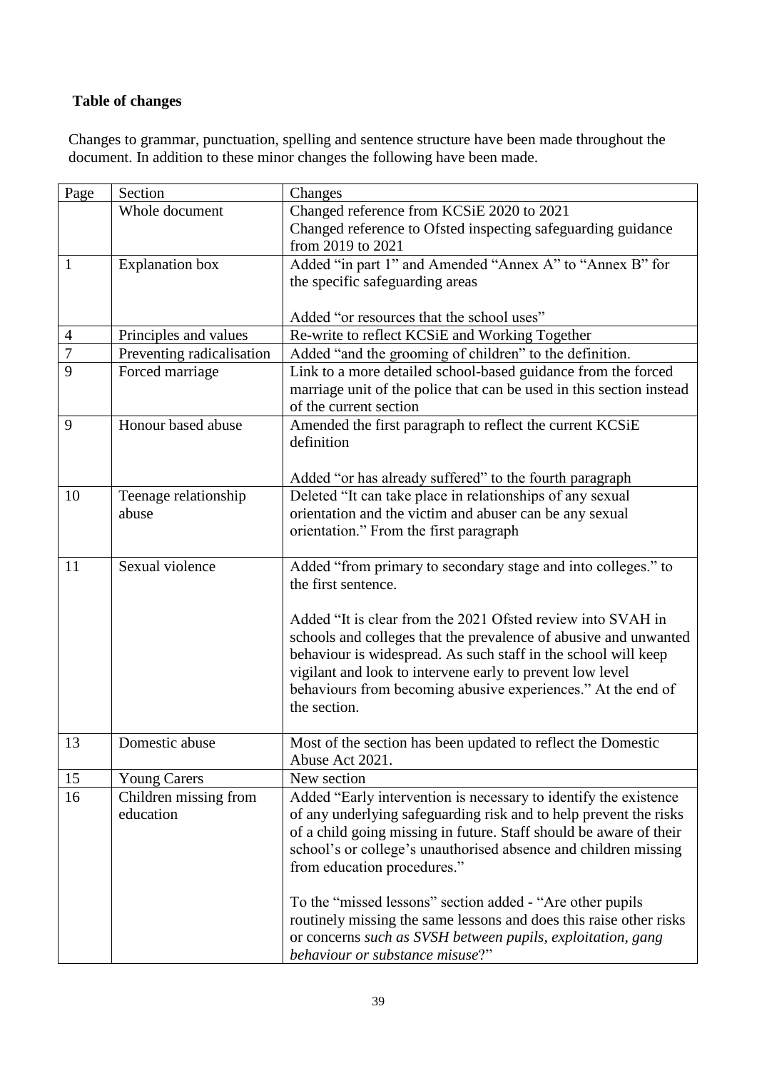**Table of changes**

Changes to grammar, punctuation, spelling and sentence structure have been made throughout the document. In addition to these minor changes the following have been made.

| Page | Section | Changes |
|---|---|---|
| | Whole document | Changed reference from KCSiE 2020 to 2021<br>Changed reference to Ofsted inspecting safeguarding guidance from 2019 to 2021 |
| 1 | Explanation box | Added "in part 1" and Amended "Annex A" to "Annex B" for the specific safeguarding areas<br><br>Added "or resources that the school uses" |
| 4 | Principles and values | Re-write to reflect KCSiE and Working Together |
| 7 | Preventing radicalisation | Added "and the grooming of children" to the definition. |
| 9 | Forced marriage | Link to a more detailed school-based guidance from the forced marriage unit of the police that can be used in this section instead of the current section |
| 9 | Honour based abuse | Amended the first paragraph to reflect the current KCSiE definition<br><br>Added "or has already suffered" to the fourth paragraph |
| 10 | Teenage relationship abuse | Deleted "It can take place in relationships of any sexual orientation and the victim and abuser can be any sexual orientation." From the first paragraph |
| 11 | Sexual violence | Added "from primary to secondary stage and into colleges." to the first sentence.<br><br>Added "It is clear from the 2021 Ofsted review into SVAH in schools and colleges that the prevalence of abusive and unwanted behaviour is widespread. As such staff in the school will keep vigilant and look to intervene early to prevent low level behaviours from becoming abusive experiences." At the end of the section. |
| 13 | Domestic abuse | Most of the section has been updated to reflect the Domestic Abuse Act 2021. |
| 15 | Young Carers | New section |
| 16 | Children missing from education | Added "Early intervention is necessary to identify the existence of any underlying safeguarding risk and to help prevent the risks of a child going missing in future. Staff should be aware of their school's or college's unauthorised absence and children missing from education procedures."<br><br>To the "missed lessons" section added - "Are other pupils routinely missing the same lessons and does this raise other risks or concerns *such as SVSH between pupils, exploitation, gang behaviour or substance misuse*?" |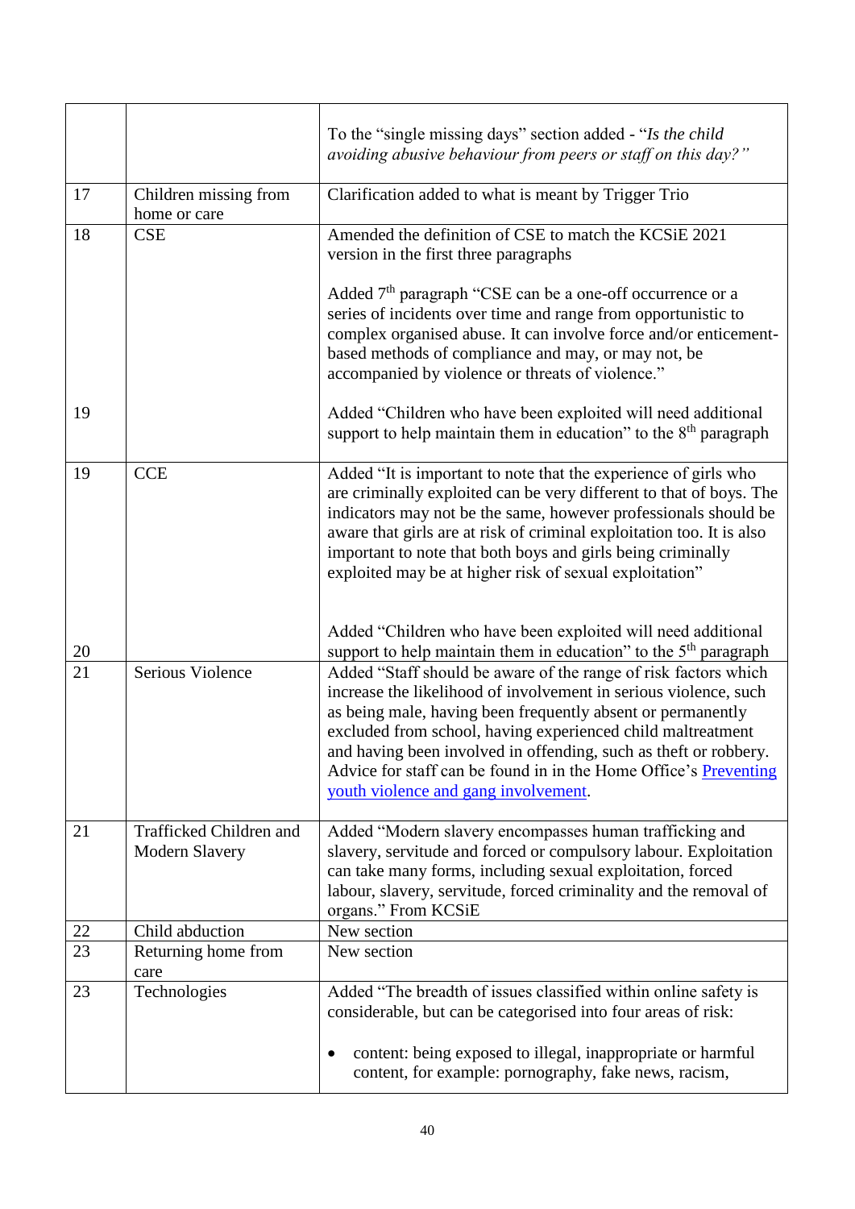| | | |
|---|---|---|
| | | To the "single missing days" section added - "*Is the child avoiding abusive behaviour from peers or staff on this day?*" |
| 17 | Children missing from home or care | Clarification added to what is meant by Trigger Trio |
| 18<br><br><br><br><br><br><br><br>19 | CSE | Amended the definition of CSE to match the KCSiE 2021 version in the first three paragraphs<br><br>Added 7th paragraph "CSE can be a one-off occurrence or a series of incidents over time and range from opportunistic to complex organised abuse. It can involve force and/or enticement-based methods of compliance and may, or may not, be accompanied by violence or threats of violence."<br><br>Added "Children who have been exploited will need additional support to help maintain them in education" to the 8th paragraph |
| 19<br><br><br><br><br><br><br><br>20 | CCE | Added "It is important to note that the experience of girls who are criminally exploited can be very different to that of boys. The indicators may not be the same, however professionals should be aware that girls are at risk of criminal exploitation too. It is also important to note that both boys and girls being criminally exploited may be at higher risk of sexual exploitation"<br><br>Added "Children who have been exploited will need additional support to help maintain them in education" to the 5th paragraph |
| 21 | Serious Violence | Added "Staff should be aware of the range of risk factors which increase the likelihood of involvement in serious violence, such as being male, having been frequently absent or permanently excluded from school, having experienced child maltreatment and having been involved in offending, such as theft or robbery. Advice for staff can be found in in the Home Office's Preventing youth violence and gang involvement. |
| 21 | Trafficked Children and Modern Slavery | Added "Modern slavery encompasses human trafficking and slavery, servitude and forced or compulsory labour. Exploitation can take many forms, including sexual exploitation, forced labour, slavery, servitude, forced criminality and the removal of organs." From KCSiE |
| 22 | Child abduction | New section |
| 23 | Returning home from care | New section |
| 23 | Technologies | Added "The breadth of issues classified within online safety is considerable, but can be categorised into four areas of risk:<br><br>• content: being exposed to illegal, inappropriate or harmful content, for example: pornography, fake news, racism, |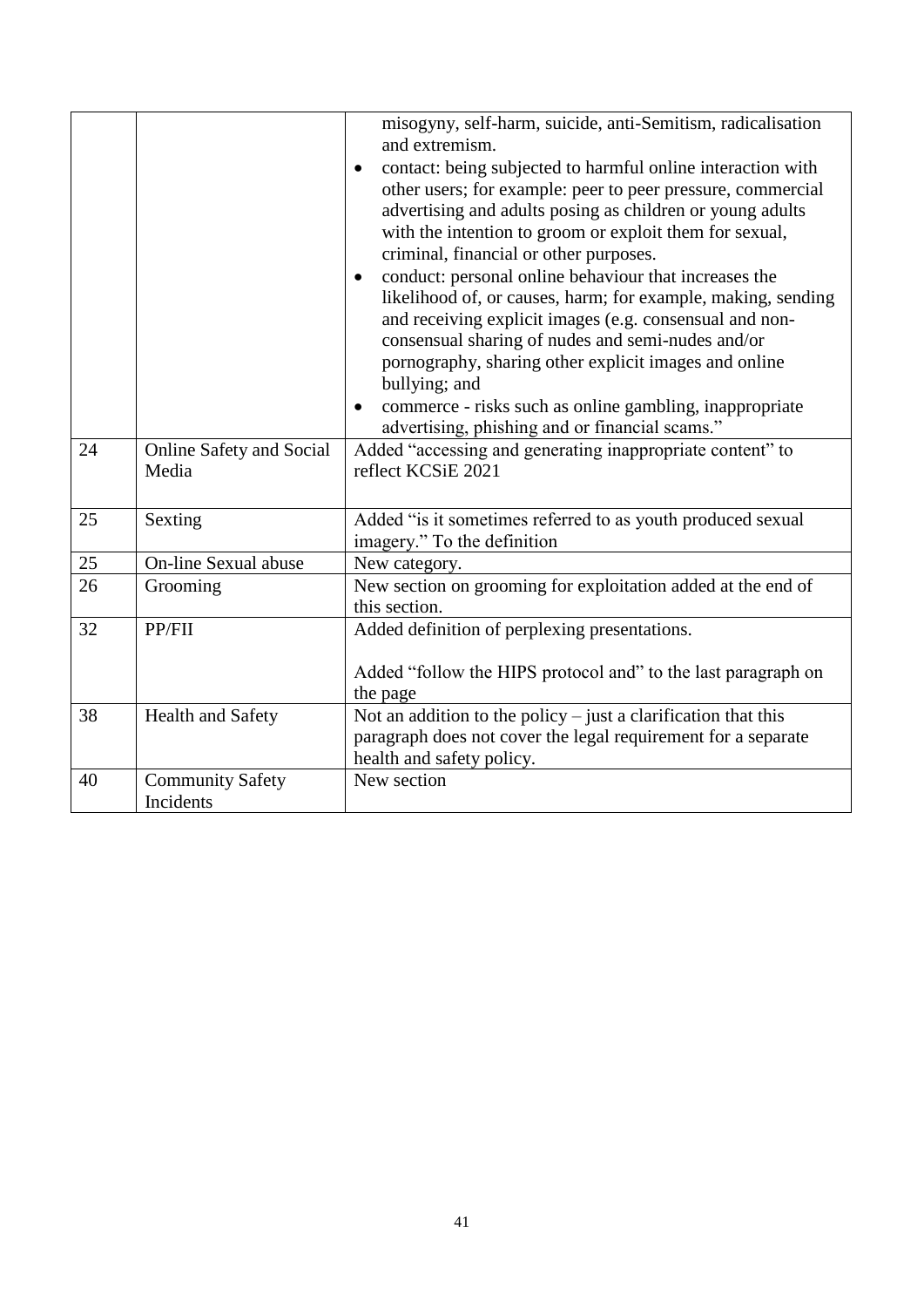| | | |
|---|---|---|
| | | misogyny, self-harm, suicide, anti-Semitism, radicalisation and extremism.<br>• contact: being subjected to harmful online interaction with other users; for example: peer to peer pressure, commercial advertising and adults posing as children or young adults with the intention to groom or exploit them for sexual, criminal, financial or other purposes.<br>• conduct: personal online behaviour that increases the likelihood of, or causes, harm; for example, making, sending and receiving explicit images (e.g. consensual and non-consensual sharing of nudes and semi-nudes and/or pornography, sharing other explicit images and online bullying; and<br>• commerce - risks such as online gambling, inappropriate advertising, phishing and or financial scams." |
| 24 | Online Safety and Social Media | Added "accessing and generating inappropriate content" to reflect KCSiE 2021 |
| 25 | Sexting | Added "is it sometimes referred to as youth produced sexual imagery." To the definition |
| 25 | On-line Sexual abuse | New category. |
| 26 | Grooming | New section on grooming for exploitation added at the end of this section. |
| 32 | PP/FII | Added definition of perplexing presentations.<br><br>Added "follow the HIPS protocol and" to the last paragraph on the page |
| 38 | Health and Safety | Not an addition to the policy – just a clarification that this paragraph does not cover the legal requirement for a separate health and safety policy. |
| 40 | Community Safety Incidents | New section |